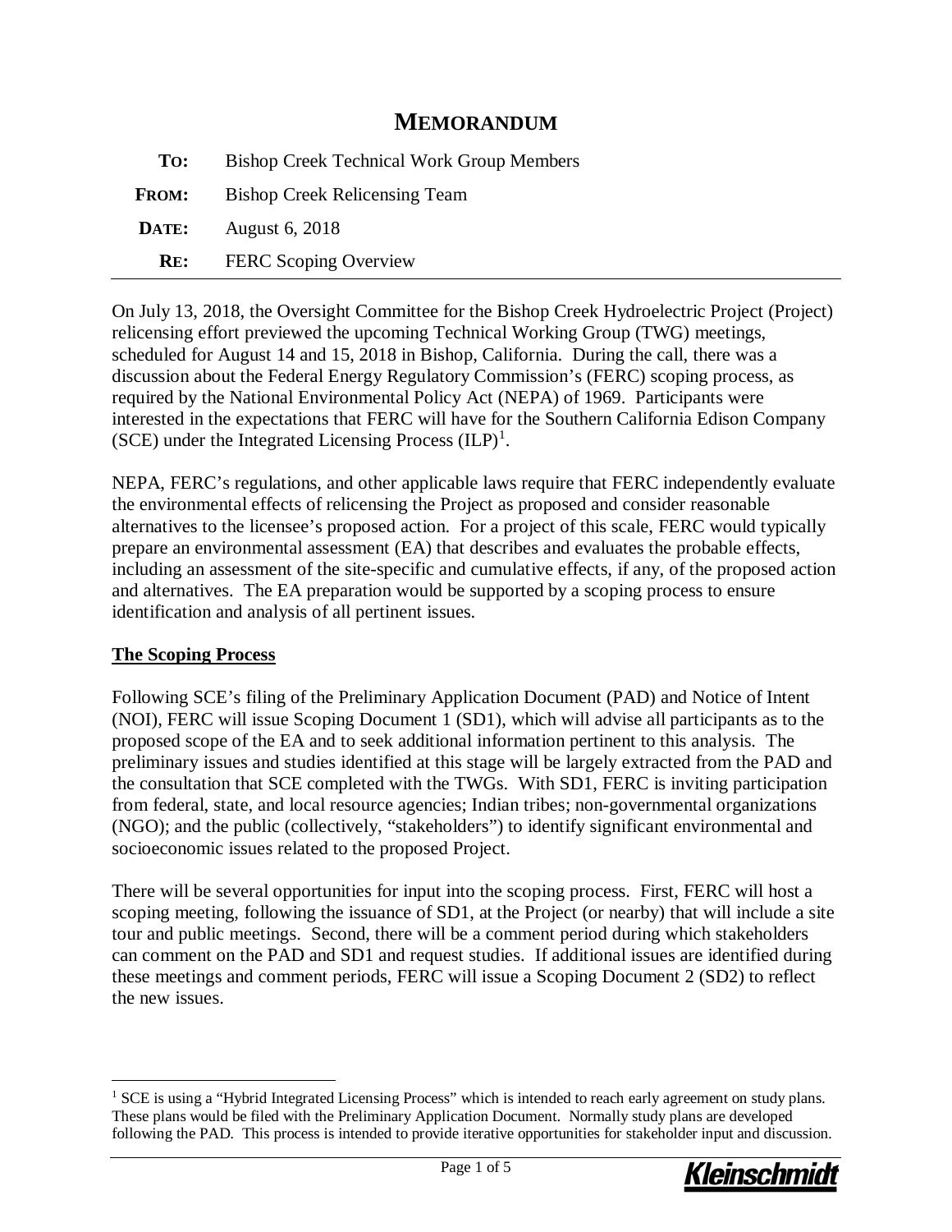# MEMORANDUM

**TO:** Bishop Creek Technical Work Group Members

**FROM:** Bishop Creek Relicensing Team

**DATE:** August 6, 2018

**RE:** FERC Scoping Overview

---

On July 13, 2018, the Oversight Committee for the Bishop Creek Hydroelectric Project (Project) relicensing effort previewed the upcoming Technical Working Group (TWG) meetings, scheduled for August 14 and 15, 2018 in Bishop, California. During the call, there was a discussion about the Federal Energy Regulatory Commission's (FERC) scoping process, as required by the National Environmental Policy Act (NEPA) of 1969. Participants were interested in the expectations that FERC will have for the Southern California Edison Company (SCE) under the Integrated Licensing Process (ILP)[1].

NEPA, FERC's regulations, and other applicable laws require that FERC independently evaluate the environmental effects of relicensing the Project as proposed and consider reasonable alternatives to the licensee's proposed action. For a project of this scale, FERC would typically prepare an environmental assessment (EA) that describes and evaluates the probable effects, including an assessment of the site-specific and cumulative effects, if any, of the proposed action and alternatives. The EA preparation would be supported by a scoping process to ensure identification and analysis of all pertinent issues.

**The Scoping Process**

Following SCE's filing of the Preliminary Application Document (PAD) and Notice of Intent (NOI), FERC will issue Scoping Document 1 (SD1), which will advise all participants as to the proposed scope of the EA and to seek additional information pertinent to this analysis. The preliminary issues and studies identified at this stage will be largely extracted from the PAD and the consultation that SCE completed with the TWGs. With SD1, FERC is inviting participation from federal, state, and local resource agencies; Indian tribes; non-governmental organizations (NGO); and the public (collectively, "stakeholders") to identify significant environmental and socioeconomic issues related to the proposed Project.

There will be several opportunities for input into the scoping process. First, FERC will host a scoping meeting, following the issuance of SD1, at the Project (or nearby) that will include a site tour and public meetings. Second, there will be a comment period during which stakeholders can comment on the PAD and SD1 and request studies. If additional issues are identified during these meetings and comment periods, FERC will issue a Scoping Document 2 (SD2) to reflect the new issues.

---

[1] SCE is using a "Hybrid Integrated Licensing Process" which is intended to reach early agreement on study plans. These plans would be filed with the Preliminary Application Document. Normally study plans are developed following the PAD. This process is intended to provide iterative opportunities for stakeholder input and discussion.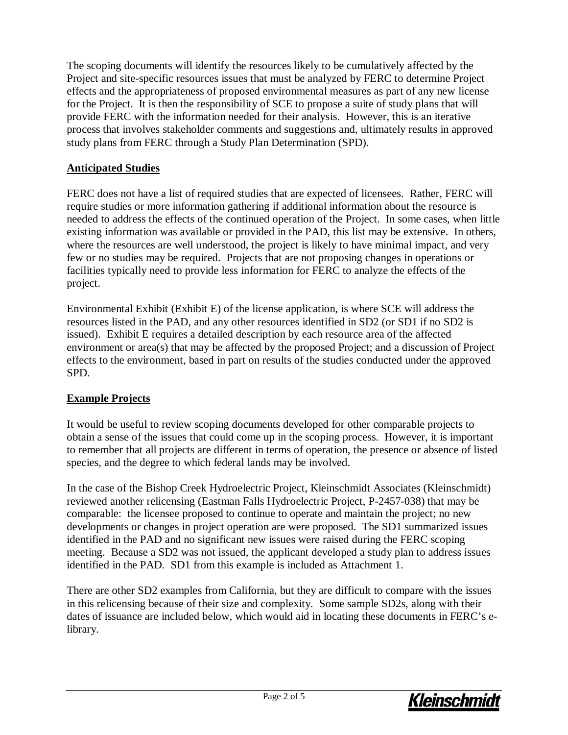The scoping documents will identify the resources likely to be cumulatively affected by the Project and site-specific resources issues that must be analyzed by FERC to determine Project effects and the appropriateness of proposed environmental measures as part of any new license for the Project. It is then the responsibility of SCE to propose a suite of study plans that will provide FERC with the information needed for their analysis. However, this is an iterative process that involves stakeholder comments and suggestions and, ultimately results in approved study plans from FERC through a Study Plan Determination (SPD).

## Anticipated Studies

FERC does not have a list of required studies that are expected of licensees. Rather, FERC will require studies or more information gathering if additional information about the resource is needed to address the effects of the continued operation of the Project. In some cases, when little existing information was available or provided in the PAD, this list may be extensive. In others, where the resources are well understood, the project is likely to have minimal impact, and very few or no studies may be required. Projects that are not proposing changes in operations or facilities typically need to provide less information for FERC to analyze the effects of the project.

Environmental Exhibit (Exhibit E) of the license application, is where SCE will address the resources listed in the PAD, and any other resources identified in SD2 (or SD1 if no SD2 is issued). Exhibit E requires a detailed description by each resource area of the affected environment or area(s) that may be affected by the proposed Project; and a discussion of Project effects to the environment, based in part on results of the studies conducted under the approved SPD.

## Example Projects

It would be useful to review scoping documents developed for other comparable projects to obtain a sense of the issues that could come up in the scoping process. However, it is important to remember that all projects are different in terms of operation, the presence or absence of listed species, and the degree to which federal lands may be involved.

In the case of the Bishop Creek Hydroelectric Project, Kleinschmidt Associates (Kleinschmidt) reviewed another relicensing (Eastman Falls Hydroelectric Project, P-2457-038) that may be comparable: the licensee proposed to continue to operate and maintain the project; no new developments or changes in project operation are were proposed. The SD1 summarized issues identified in the PAD and no significant new issues were raised during the FERC scoping meeting. Because a SD2 was not issued, the applicant developed a study plan to address issues identified in the PAD. SD1 from this example is included as Attachment 1.

There are other SD2 examples from California, but they are difficult to compare with the issues in this relicensing because of their size and complexity. Some sample SD2s, along with their dates of issuance are included below, which would aid in locating these documents in FERC's e-library.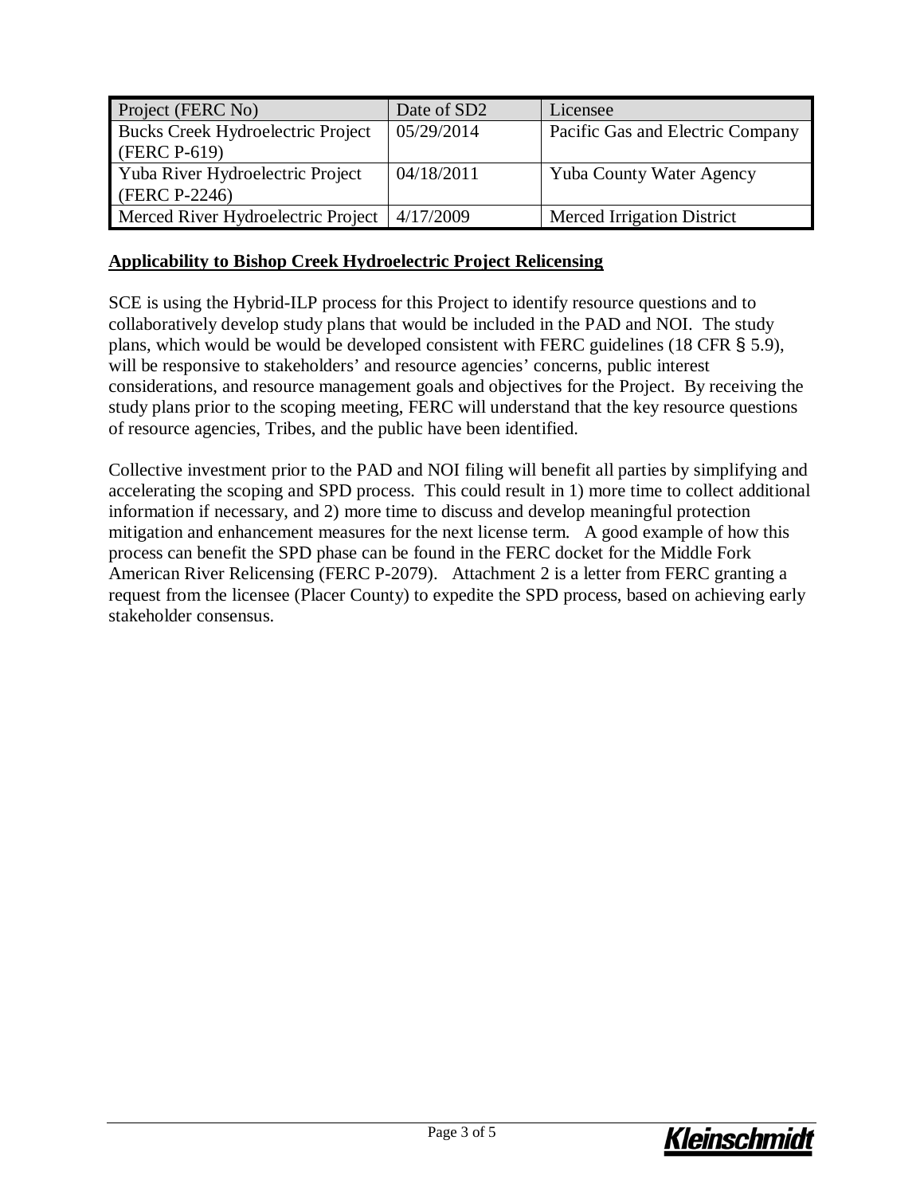| Project (FERC No) | Date of SD2 | Licensee |
|---|---|---|
| Bucks Creek Hydroelectric Project (FERC P-619) | 05/29/2014 | Pacific Gas and Electric Company |
| Yuba River Hydroelectric Project (FERC P-2246) | 04/18/2011 | Yuba County Water Agency |
| Merced River Hydroelectric Project | 4/17/2009 | Merced Irrigation District |

**Applicability to Bishop Creek Hydroelectric Project Relicensing**

SCE is using the Hybrid-ILP process for this Project to identify resource questions and to collaboratively develop study plans that would be included in the PAD and NOI. The study plans, which would be would be developed consistent with FERC guidelines (18 CFR § 5.9), will be responsive to stakeholders' and resource agencies' concerns, public interest considerations, and resource management goals and objectives for the Project. By receiving the study plans prior to the scoping meeting, FERC will understand that the key resource questions of resource agencies, Tribes, and the public have been identified.

Collective investment prior to the PAD and NOI filing will benefit all parties by simplifying and accelerating the scoping and SPD process. This could result in 1) more time to collect additional information if necessary, and 2) more time to discuss and develop meaningful protection mitigation and enhancement measures for the next license term. A good example of how this process can benefit the SPD phase can be found in the FERC docket for the Middle Fork American River Relicensing (FERC P-2079). Attachment 2 is a letter from FERC granting a request from the licensee (Placer County) to expedite the SPD process, based on achieving early stakeholder consensus.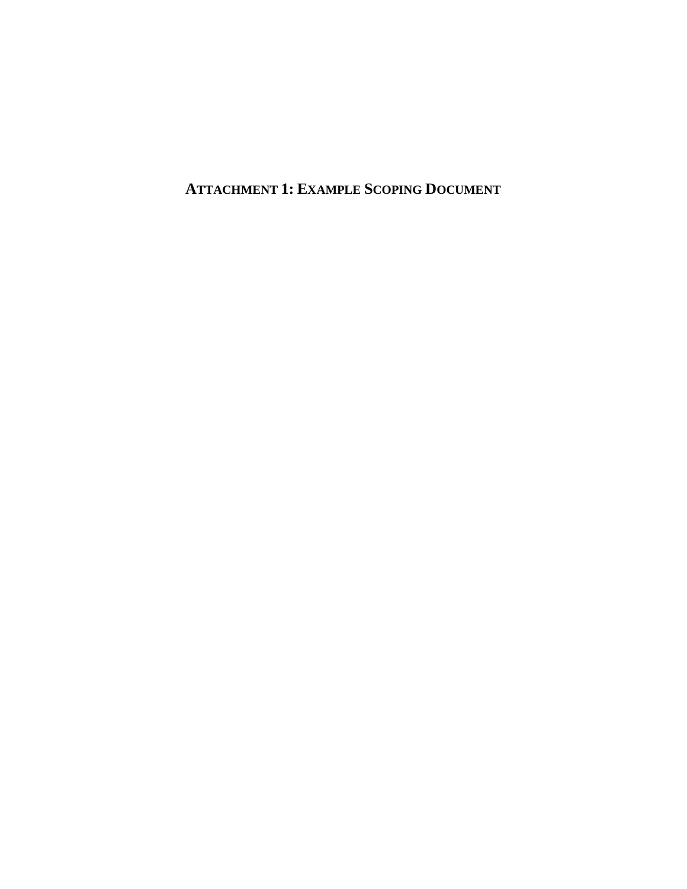# ATTACHMENT 1: EXAMPLE SCOPING DOCUMENT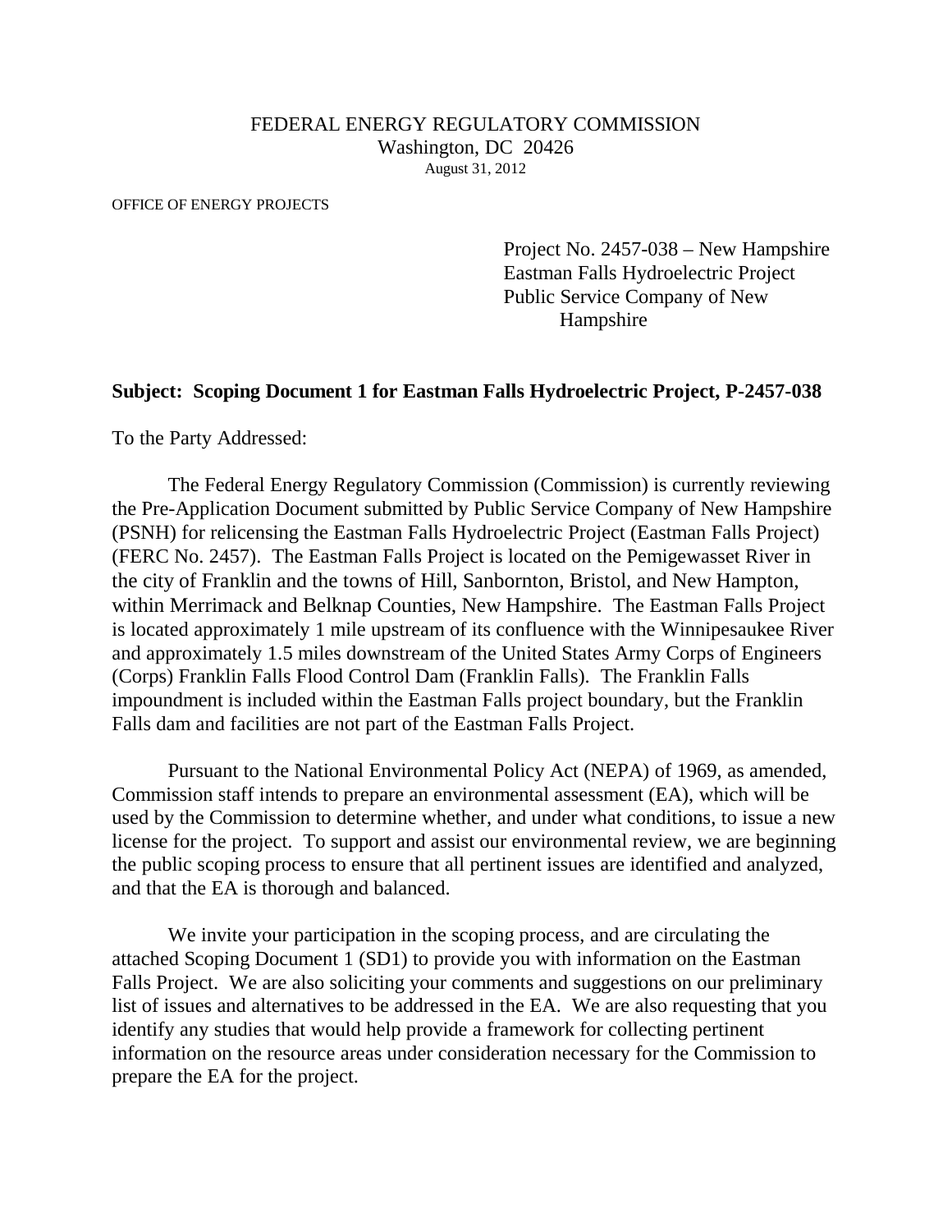FEDERAL ENERGY REGULATORY COMMISSION
Washington, DC 20426
August 31, 2012

OFFICE OF ENERGY PROJECTS

Project No. 2457-038 – New Hampshire
Eastman Falls Hydroelectric Project
Public Service Company of New Hampshire

**Subject: Scoping Document 1 for Eastman Falls Hydroelectric Project, P-2457-038**

To the Party Addressed:

The Federal Energy Regulatory Commission (Commission) is currently reviewing the Pre-Application Document submitted by Public Service Company of New Hampshire (PSNH) for relicensing the Eastman Falls Hydroelectric Project (Eastman Falls Project) (FERC No. 2457). The Eastman Falls Project is located on the Pemigewasset River in the city of Franklin and the towns of Hill, Sanbornton, Bristol, and New Hampton, within Merrimack and Belknap Counties, New Hampshire. The Eastman Falls Project is located approximately 1 mile upstream of its confluence with the Winnipesaukee River and approximately 1.5 miles downstream of the United States Army Corps of Engineers (Corps) Franklin Falls Flood Control Dam (Franklin Falls). The Franklin Falls impoundment is included within the Eastman Falls project boundary, but the Franklin Falls dam and facilities are not part of the Eastman Falls Project.

Pursuant to the National Environmental Policy Act (NEPA) of 1969, as amended, Commission staff intends to prepare an environmental assessment (EA), which will be used by the Commission to determine whether, and under what conditions, to issue a new license for the project. To support and assist our environmental review, we are beginning the public scoping process to ensure that all pertinent issues are identified and analyzed, and that the EA is thorough and balanced.

We invite your participation in the scoping process, and are circulating the attached Scoping Document 1 (SD1) to provide you with information on the Eastman Falls Project. We are also soliciting your comments and suggestions on our preliminary list of issues and alternatives to be addressed in the EA. We are also requesting that you identify any studies that would help provide a framework for collecting pertinent information on the resource areas under consideration necessary for the Commission to prepare the EA for the project.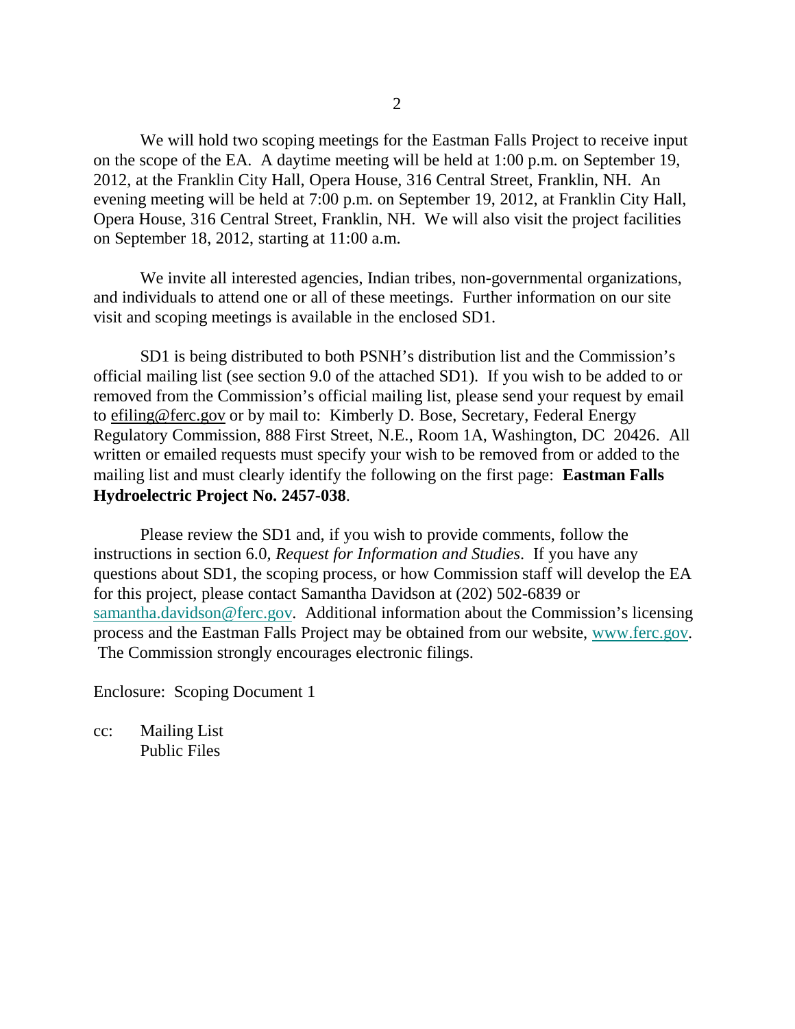We will hold two scoping meetings for the Eastman Falls Project to receive input on the scope of the EA. A daytime meeting will be held at 1:00 p.m. on September 19, 2012, at the Franklin City Hall, Opera House, 316 Central Street, Franklin, NH. An evening meeting will be held at 7:00 p.m. on September 19, 2012, at Franklin City Hall, Opera House, 316 Central Street, Franklin, NH. We will also visit the project facilities on September 18, 2012, starting at 11:00 a.m.

We invite all interested agencies, Indian tribes, non-governmental organizations, and individuals to attend one or all of these meetings. Further information on our site visit and scoping meetings is available in the enclosed SD1.

SD1 is being distributed to both PSNH's distribution list and the Commission's official mailing list (see section 9.0 of the attached SD1). If you wish to be added to or removed from the Commission's official mailing list, please send your request by email to efiling@ferc.gov or by mail to: Kimberly D. Bose, Secretary, Federal Energy Regulatory Commission, 888 First Street, N.E., Room 1A, Washington, DC 20426. All written or emailed requests must specify your wish to be removed from or added to the mailing list and must clearly identify the following on the first page: **Eastman Falls Hydroelectric Project No. 2457-038**.

Please review the SD1 and, if you wish to provide comments, follow the instructions in section 6.0, *Request for Information and Studies*. If you have any questions about SD1, the scoping process, or how Commission staff will develop the EA for this project, please contact Samantha Davidson at (202) 502-6839 or samantha.davidson@ferc.gov. Additional information about the Commission's licensing process and the Eastman Falls Project may be obtained from our website, www.ferc.gov. The Commission strongly encourages electronic filings.

Enclosure: Scoping Document 1

cc: Mailing List
Public Files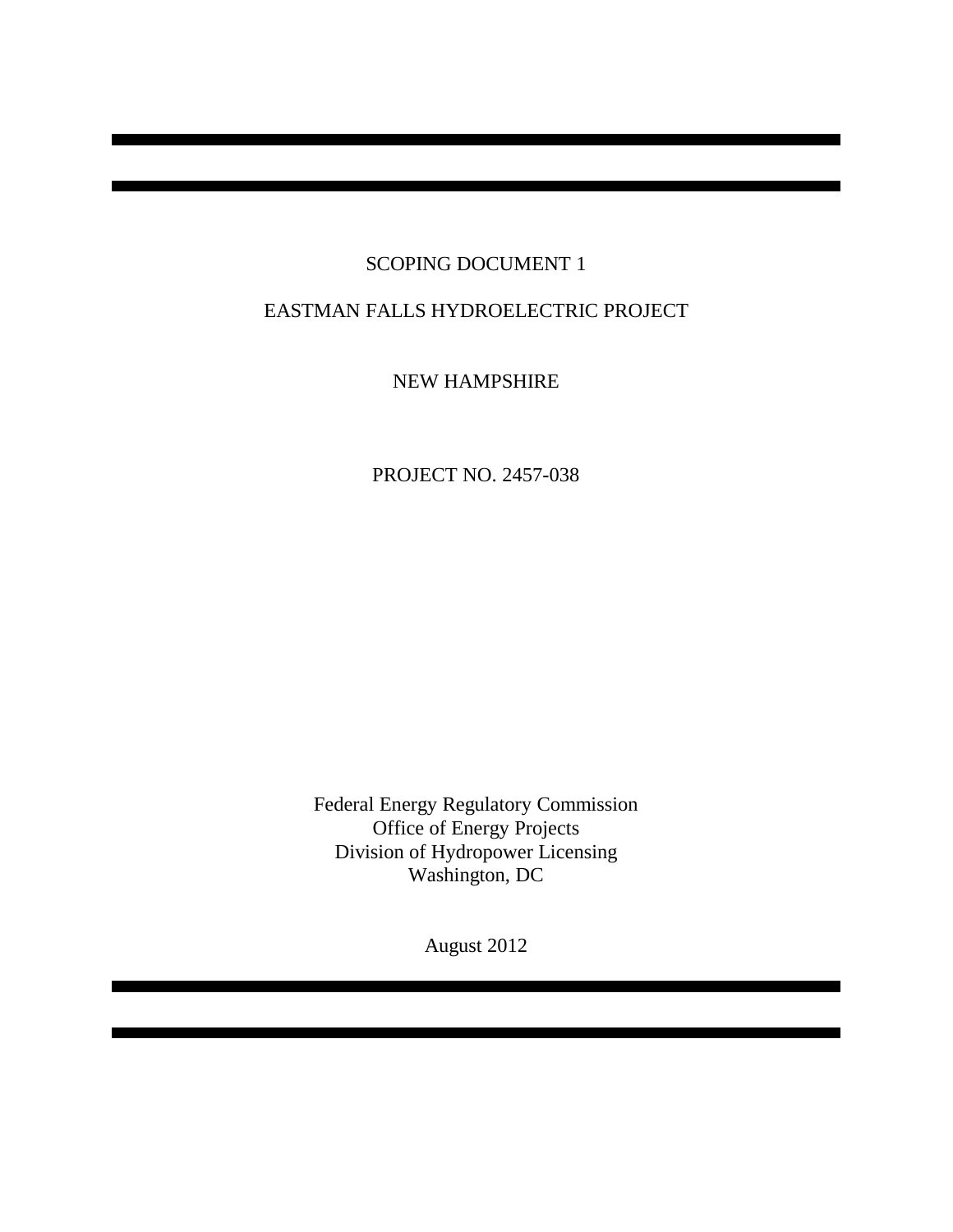SCOPING DOCUMENT 1

EASTMAN FALLS HYDROELECTRIC PROJECT

NEW HAMPSHIRE

PROJECT NO. 2457-038

Federal Energy Regulatory Commission
Office of Energy Projects
Division of Hydropower Licensing
Washington, DC

August 2012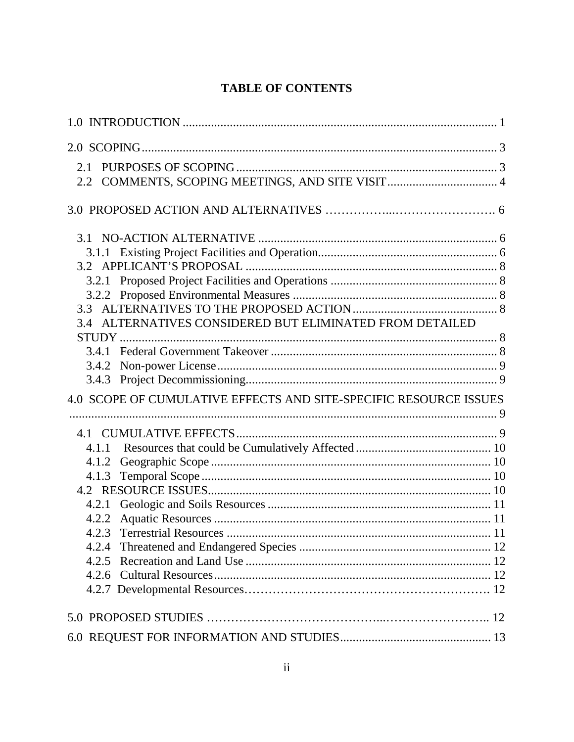# TABLE OF CONTENTS

1.0 INTRODUCTION ..... 1

2.0 SCOPING ..... 3

- 2.1 PURPOSES OF SCOPING ..... 3
- 2.2 COMMENTS, SCOPING MEETINGS, AND SITE VISIT ..... 4

3.0 PROPOSED ACTION AND ALTERNATIVES ..... 6

- 3.1 NO-ACTION ALTERNATIVE ..... 6
  - 3.1.1 Existing Project Facilities and Operation ..... 6
- 3.2 APPLICANT'S PROPOSAL ..... 8
  - 3.2.1 Proposed Project Facilities and Operations ..... 8
  - 3.2.2 Proposed Environmental Measures ..... 8
- 3.3 ALTERNATIVES TO THE PROPOSED ACTION ..... 8
- 3.4 ALTERNATIVES CONSIDERED BUT ELIMINATED FROM DETAILED STUDY ..... 8
  - 3.4.1 Federal Government Takeover ..... 8
  - 3.4.2 Non-power License ..... 9
  - 3.4.3 Project Decommissioning ..... 9

4.0 SCOPE OF CUMULATIVE EFFECTS AND SITE-SPECIFIC RESOURCE ISSUES ..... 9

- 4.1 CUMULATIVE EFFECTS ..... 9
  - 4.1.1 Resources that could be Cumulatively Affected ..... 10
  - 4.1.2 Geographic Scope ..... 10
  - 4.1.3 Temporal Scope ..... 10
- 4.2 RESOURCE ISSUES ..... 10
  - 4.2.1 Geologic and Soils Resources ..... 11
  - 4.2.2 Aquatic Resources ..... 11
  - 4.2.3 Terrestrial Resources ..... 11
  - 4.2.4 Threatened and Endangered Species ..... 12
  - 4.2.5 Recreation and Land Use ..... 12
  - 4.2.6 Cultural Resources ..... 12
  - 4.2.7 Developmental Resources ..... 12

5.0 PROPOSED STUDIES ..... 12

6.0 REQUEST FOR INFORMATION AND STUDIES ..... 13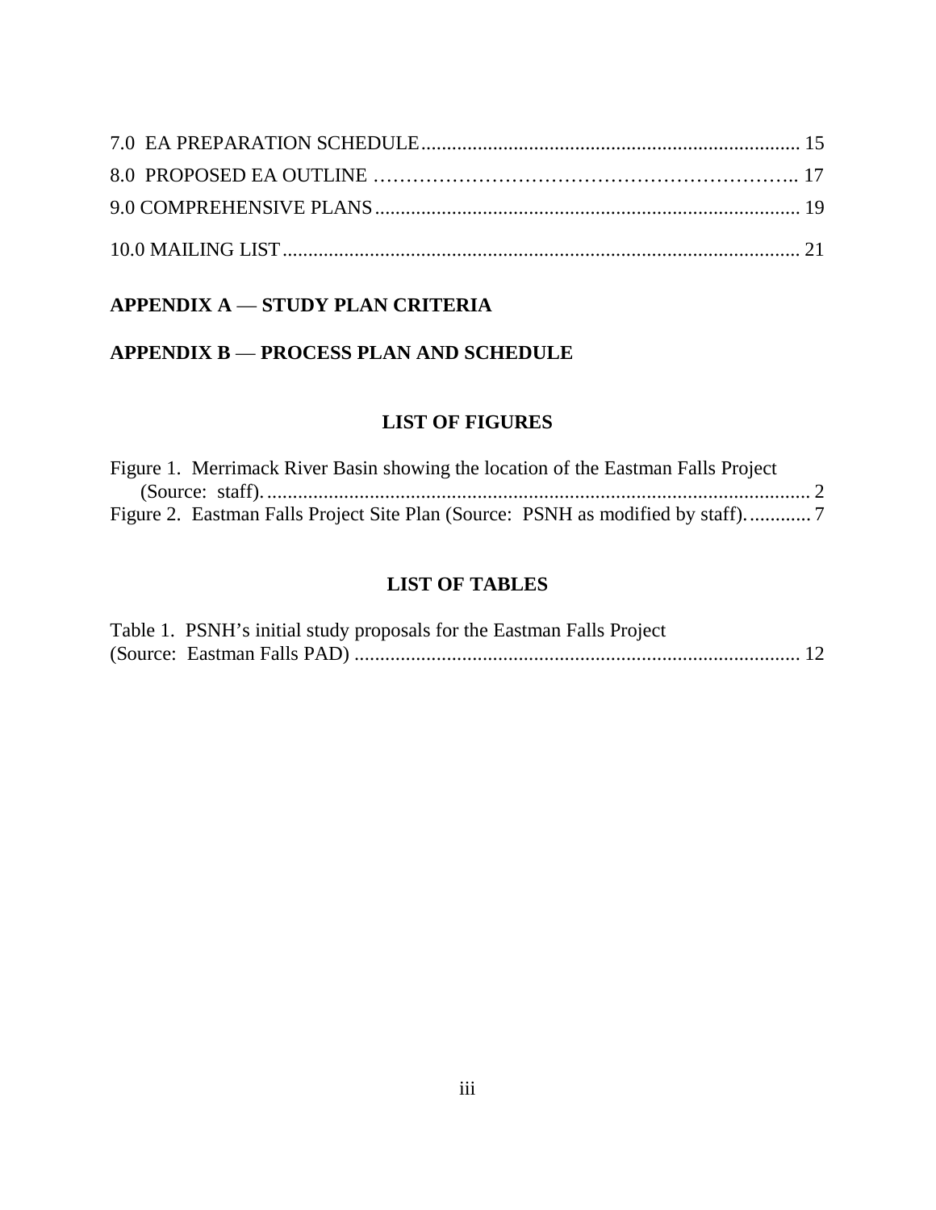7.0 EA PREPARATION SCHEDULE ........................................................................ 15

8.0 PROPOSED EA OUTLINE ………………………………………………………….. 17

9.0 COMPREHENSIVE PLANS ................................................................................. 19

10.0 MAILING LIST .................................................................................................... 21

**APPENDIX A — STUDY PLAN CRITERIA**

**APPENDIX B — PROCESS PLAN AND SCHEDULE**

## LIST OF FIGURES

Figure 1. Merrimack River Basin showing the location of the Eastman Falls Project (Source: staff). ........................................................................................................ 2

Figure 2. Eastman Falls Project Site Plan (Source: PSNH as modified by staff)............ 7

## LIST OF TABLES

Table 1. PSNH's initial study proposals for the Eastman Falls Project (Source: Eastman Falls PAD) ...................................................................................... 12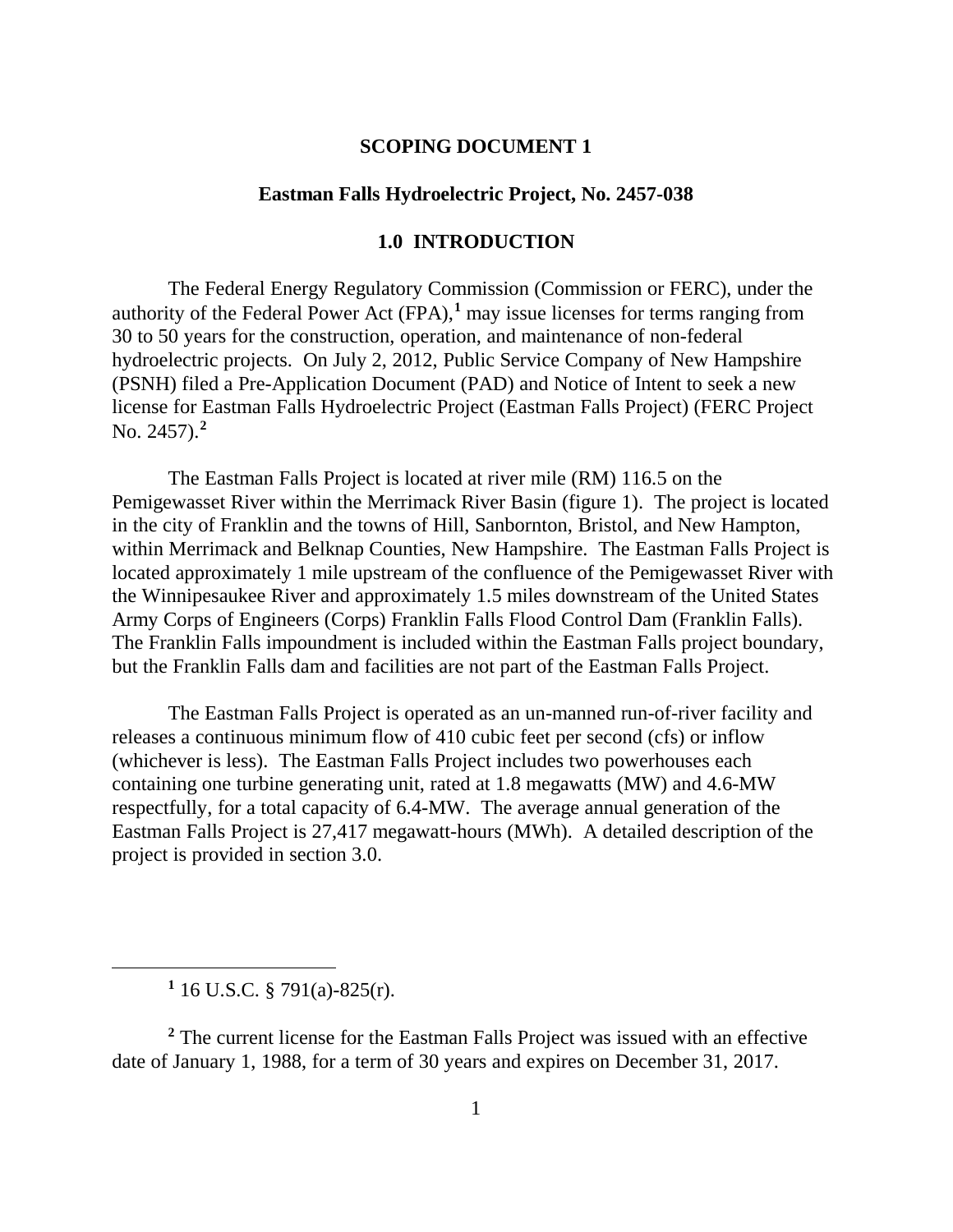# SCOPING DOCUMENT 1

## Eastman Falls Hydroelectric Project, No. 2457-038

## 1.0 INTRODUCTION

The Federal Energy Regulatory Commission (Commission or FERC), under the authority of the Federal Power Act (FPA),[1] may issue licenses for terms ranging from 30 to 50 years for the construction, operation, and maintenance of non-federal hydroelectric projects. On July 2, 2012, Public Service Company of New Hampshire (PSNH) filed a Pre-Application Document (PAD) and Notice of Intent to seek a new license for Eastman Falls Hydroelectric Project (Eastman Falls Project) (FERC Project No. 2457).[2]

The Eastman Falls Project is located at river mile (RM) 116.5 on the Pemigewasset River within the Merrimack River Basin (figure 1). The project is located in the city of Franklin and the towns of Hill, Sanbornton, Bristol, and New Hampton, within Merrimack and Belknap Counties, New Hampshire. The Eastman Falls Project is located approximately 1 mile upstream of the confluence of the Pemigewasset River with the Winnipesaukee River and approximately 1.5 miles downstream of the United States Army Corps of Engineers (Corps) Franklin Falls Flood Control Dam (Franklin Falls). The Franklin Falls impoundment is included within the Eastman Falls project boundary, but the Franklin Falls dam and facilities are not part of the Eastman Falls Project.

The Eastman Falls Project is operated as an un-manned run-of-river facility and releases a continuous minimum flow of 410 cubic feet per second (cfs) or inflow (whichever is less). The Eastman Falls Project includes two powerhouses each containing one turbine generating unit, rated at 1.8 megawatts (MW) and 4.6-MW respectfully, for a total capacity of 6.4-MW. The average annual generation of the Eastman Falls Project is 27,417 megawatt-hours (MWh). A detailed description of the project is provided in section 3.0.

---

[1] 16 U.S.C. § 791(a)-825(r).

[2] The current license for the Eastman Falls Project was issued with an effective date of January 1, 1988, for a term of 30 years and expires on December 31, 2017.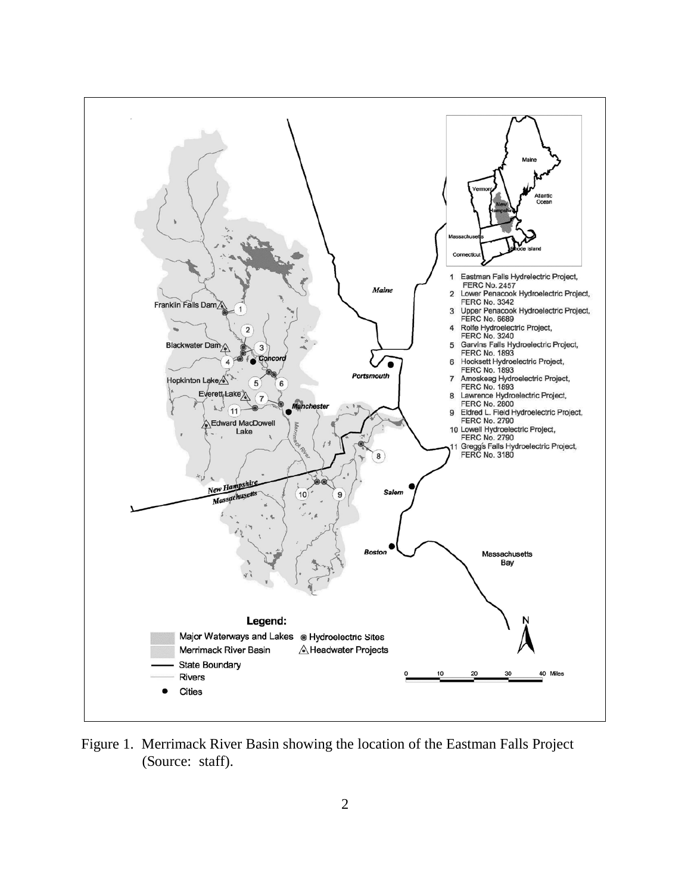Figure 1. Merrimack River Basin showing the location of the Eastman Falls Project (Source: staff).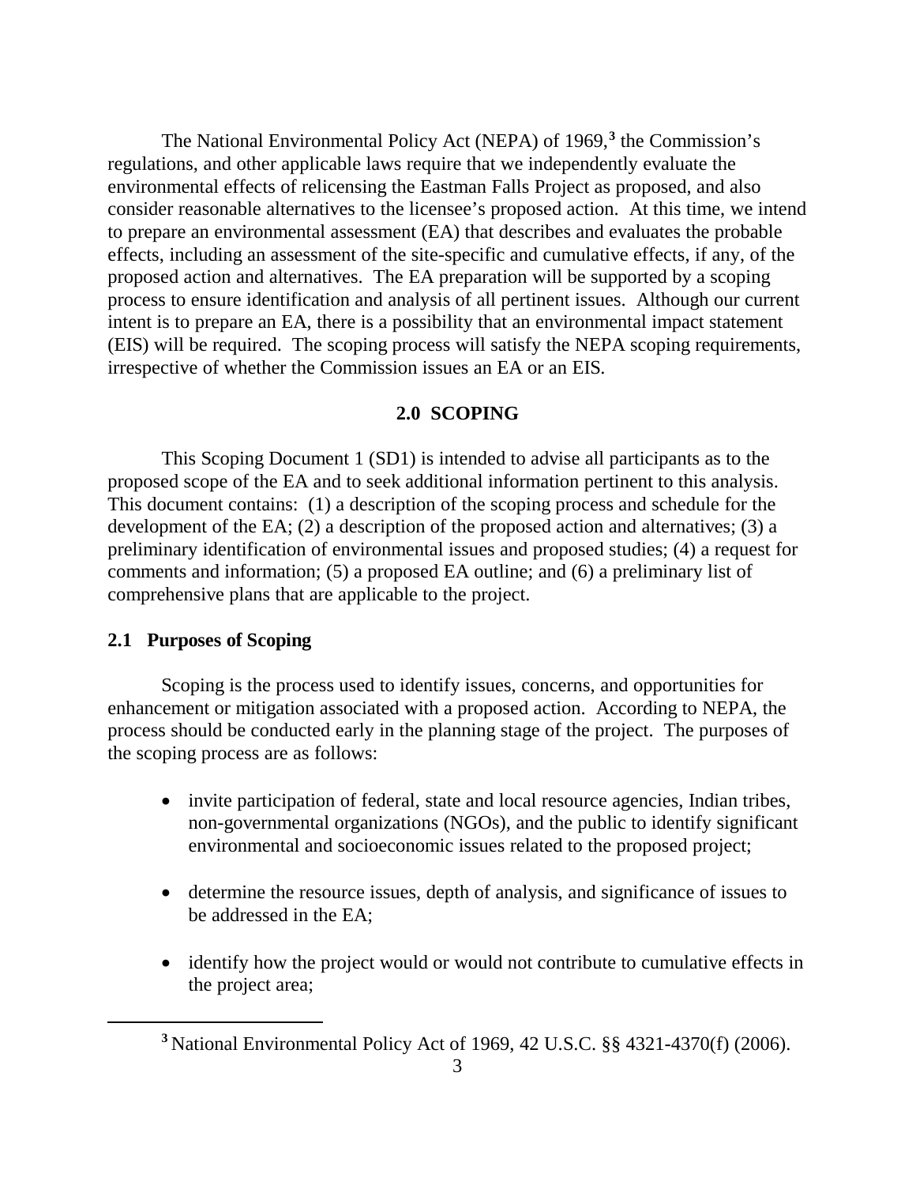The National Environmental Policy Act (NEPA) of 1969,[3] the Commission's regulations, and other applicable laws require that we independently evaluate the environmental effects of relicensing the Eastman Falls Project as proposed, and also consider reasonable alternatives to the licensee's proposed action. At this time, we intend to prepare an environmental assessment (EA) that describes and evaluates the probable effects, including an assessment of the site-specific and cumulative effects, if any, of the proposed action and alternatives. The EA preparation will be supported by a scoping process to ensure identification and analysis of all pertinent issues. Although our current intent is to prepare an EA, there is a possibility that an environmental impact statement (EIS) will be required. The scoping process will satisfy the NEPA scoping requirements, irrespective of whether the Commission issues an EA or an EIS.

## 2.0 SCOPING

This Scoping Document 1 (SD1) is intended to advise all participants as to the proposed scope of the EA and to seek additional information pertinent to this analysis. This document contains: (1) a description of the scoping process and schedule for the development of the EA; (2) a description of the proposed action and alternatives; (3) a preliminary identification of environmental issues and proposed studies; (4) a request for comments and information; (5) a proposed EA outline; and (6) a preliminary list of comprehensive plans that are applicable to the project.

### 2.1 Purposes of Scoping

Scoping is the process used to identify issues, concerns, and opportunities for enhancement or mitigation associated with a proposed action. According to NEPA, the process should be conducted early in the planning stage of the project. The purposes of the scoping process are as follows:

- invite participation of federal, state and local resource agencies, Indian tribes, non-governmental organizations (NGOs), and the public to identify significant environmental and socioeconomic issues related to the proposed project;
- determine the resource issues, depth of analysis, and significance of issues to be addressed in the EA;
- identify how the project would or would not contribute to cumulative effects in the project area;

[3] National Environmental Policy Act of 1969, 42 U.S.C. §§ 4321-4370(f) (2006).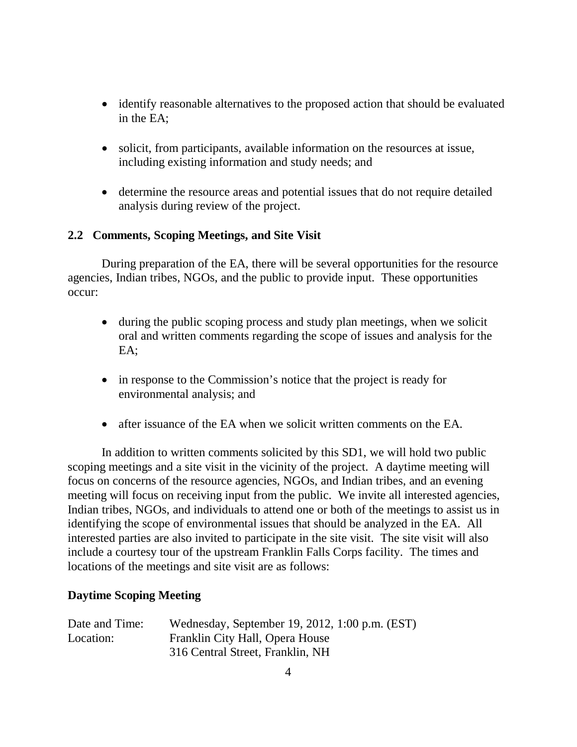- identify reasonable alternatives to the proposed action that should be evaluated in the EA;

- solicit, from participants, available information on the resources at issue, including existing information and study needs; and

- determine the resource areas and potential issues that do not require detailed analysis during review of the project.

### 2.2 Comments, Scoping Meetings, and Site Visit

During preparation of the EA, there will be several opportunities for the resource agencies, Indian tribes, NGOs, and the public to provide input. These opportunities occur:

- during the public scoping process and study plan meetings, when we solicit oral and written comments regarding the scope of issues and analysis for the EA;

- in response to the Commission's notice that the project is ready for environmental analysis; and

- after issuance of the EA when we solicit written comments on the EA.

In addition to written comments solicited by this SD1, we will hold two public scoping meetings and a site visit in the vicinity of the project. A daytime meeting will focus on concerns of the resource agencies, NGOs, and Indian tribes, and an evening meeting will focus on receiving input from the public. We invite all interested agencies, Indian tribes, NGOs, and individuals to attend one or both of the meetings to assist us in identifying the scope of environmental issues that should be analyzed in the EA. All interested parties are also invited to participate in the site visit. The site visit will also include a courtesy tour of the upstream Franklin Falls Corps facility. The times and locations of the meetings and site visit are as follows:

**Daytime Scoping Meeting**

Date and Time: Wednesday, September 19, 2012, 1:00 p.m. (EST)
Location: Franklin City Hall, Opera House
316 Central Street, Franklin, NH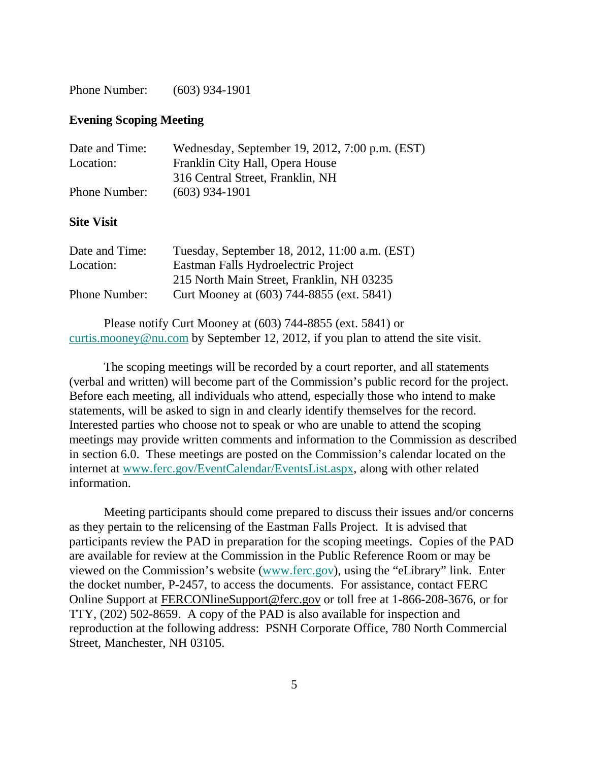Phone Number: (603) 934-1901

**Evening Scoping Meeting**

| | |
|---|---|
| Date and Time: | Wednesday, September 19, 2012, 7:00 p.m. (EST) |
| Location: | Franklin City Hall, Opera House<br>316 Central Street, Franklin, NH |
| Phone Number: | (603) 934-1901 |

**Site Visit**

| | |
|---|---|
| Date and Time: | Tuesday, September 18, 2012, 11:00 a.m. (EST) |
| Location: | Eastman Falls Hydroelectric Project<br>215 North Main Street, Franklin, NH 03235 |
| Phone Number: | Curt Mooney at (603) 744-8855 (ext. 5841) |

Please notify Curt Mooney at (603) 744-8855 (ext. 5841) or curtis.mooney@nu.com by September 12, 2012, if you plan to attend the site visit.

The scoping meetings will be recorded by a court reporter, and all statements (verbal and written) will become part of the Commission's public record for the project. Before each meeting, all individuals who attend, especially those who intend to make statements, will be asked to sign in and clearly identify themselves for the record. Interested parties who choose not to speak or who are unable to attend the scoping meetings may provide written comments and information to the Commission as described in section 6.0. These meetings are posted on the Commission's calendar located on the internet at www.ferc.gov/EventCalendar/EventsList.aspx, along with other related information.

Meeting participants should come prepared to discuss their issues and/or concerns as they pertain to the relicensing of the Eastman Falls Project. It is advised that participants review the PAD in preparation for the scoping meetings. Copies of the PAD are available for review at the Commission in the Public Reference Room or may be viewed on the Commission's website (www.ferc.gov), using the "eLibrary" link. Enter the docket number, P-2457, to access the documents. For assistance, contact FERC Online Support at FERCONlineSupport@ferc.gov or toll free at 1-866-208-3676, or for TTY, (202) 502-8659. A copy of the PAD is also available for inspection and reproduction at the following address: PSNH Corporate Office, 780 North Commercial Street, Manchester, NH 03105.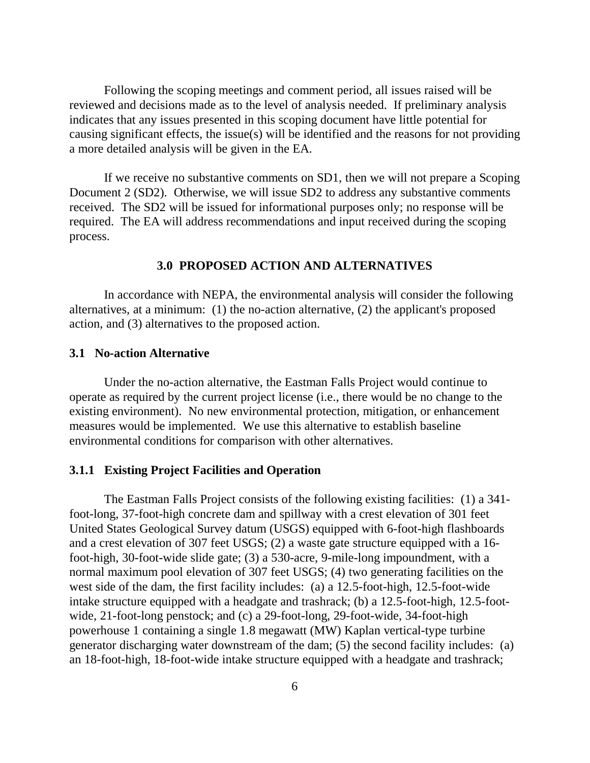Following the scoping meetings and comment period, all issues raised will be reviewed and decisions made as to the level of analysis needed. If preliminary analysis indicates that any issues presented in this scoping document have little potential for causing significant effects, the issue(s) will be identified and the reasons for not providing a more detailed analysis will be given in the EA.

If we receive no substantive comments on SD1, then we will not prepare a Scoping Document 2 (SD2). Otherwise, we will issue SD2 to address any substantive comments received. The SD2 will be issued for informational purposes only; no response will be required. The EA will address recommendations and input received during the scoping process.

## 3.0 PROPOSED ACTION AND ALTERNATIVES

In accordance with NEPA, the environmental analysis will consider the following alternatives, at a minimum: (1) the no-action alternative, (2) the applicant's proposed action, and (3) alternatives to the proposed action.

### 3.1 No-action Alternative

Under the no-action alternative, the Eastman Falls Project would continue to operate as required by the current project license (i.e., there would be no change to the existing environment). No new environmental protection, mitigation, or enhancement measures would be implemented. We use this alternative to establish baseline environmental conditions for comparison with other alternatives.

### 3.1.1 Existing Project Facilities and Operation

The Eastman Falls Project consists of the following existing facilities: (1) a 341-foot-long, 37-foot-high concrete dam and spillway with a crest elevation of 301 feet United States Geological Survey datum (USGS) equipped with 6-foot-high flashboards and a crest elevation of 307 feet USGS; (2) a waste gate structure equipped with a 16-foot-high, 30-foot-wide slide gate; (3) a 530-acre, 9-mile-long impoundment, with a normal maximum pool elevation of 307 feet USGS; (4) two generating facilities on the west side of the dam, the first facility includes: (a) a 12.5-foot-high, 12.5-foot-wide intake structure equipped with a headgate and trashrack; (b) a 12.5-foot-high, 12.5-foot-wide, 21-foot-long penstock; and (c) a 29-foot-long, 29-foot-wide, 34-foot-high powerhouse 1 containing a single 1.8 megawatt (MW) Kaplan vertical-type turbine generator discharging water downstream of the dam; (5) the second facility includes: (a) an 18-foot-high, 18-foot-wide intake structure equipped with a headgate and trashrack;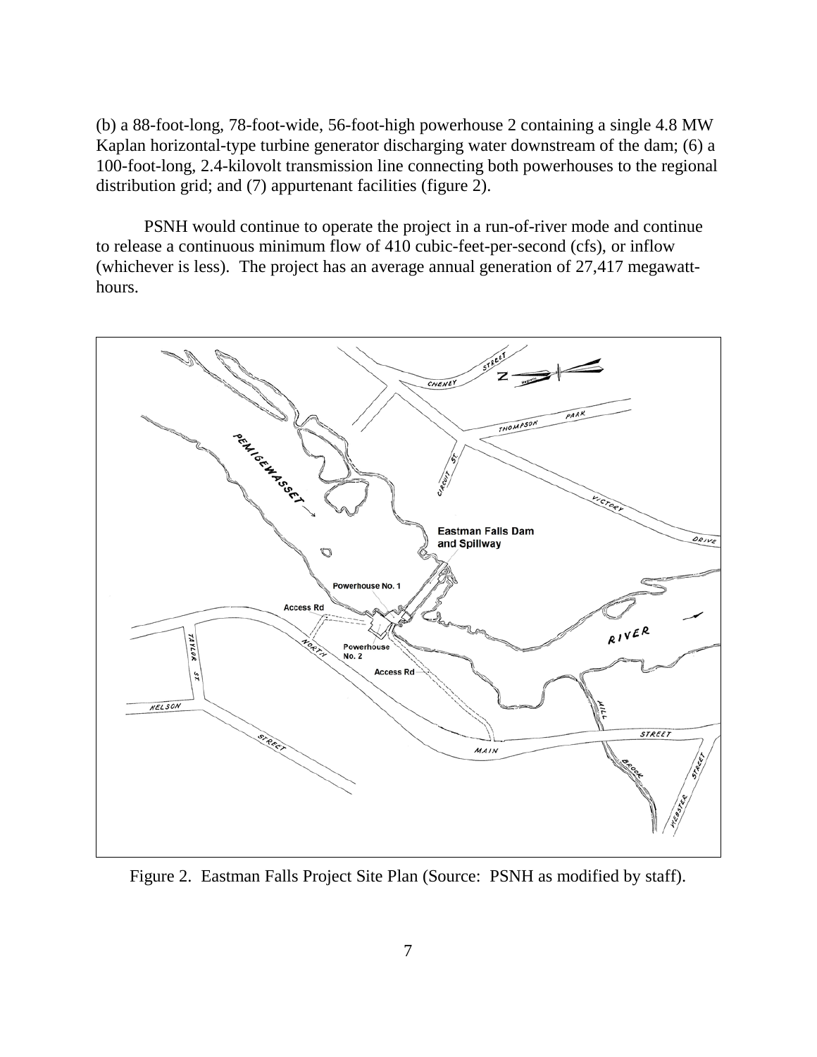(b) a 88-foot-long, 78-foot-wide, 56-foot-high powerhouse 2 containing a single 4.8 MW Kaplan horizontal-type turbine generator discharging water downstream of the dam; (6) a 100-foot-long, 2.4-kilovolt transmission line connecting both powerhouses to the regional distribution grid; and (7) appurtenant facilities (figure 2).

PSNH would continue to operate the project in a run-of-river mode and continue to release a continuous minimum flow of 410 cubic-feet-per-second (cfs), or inflow (whichever is less). The project has an average annual generation of 27,417 megawatt-hours.

Figure 2. Eastman Falls Project Site Plan (Source: PSNH as modified by staff).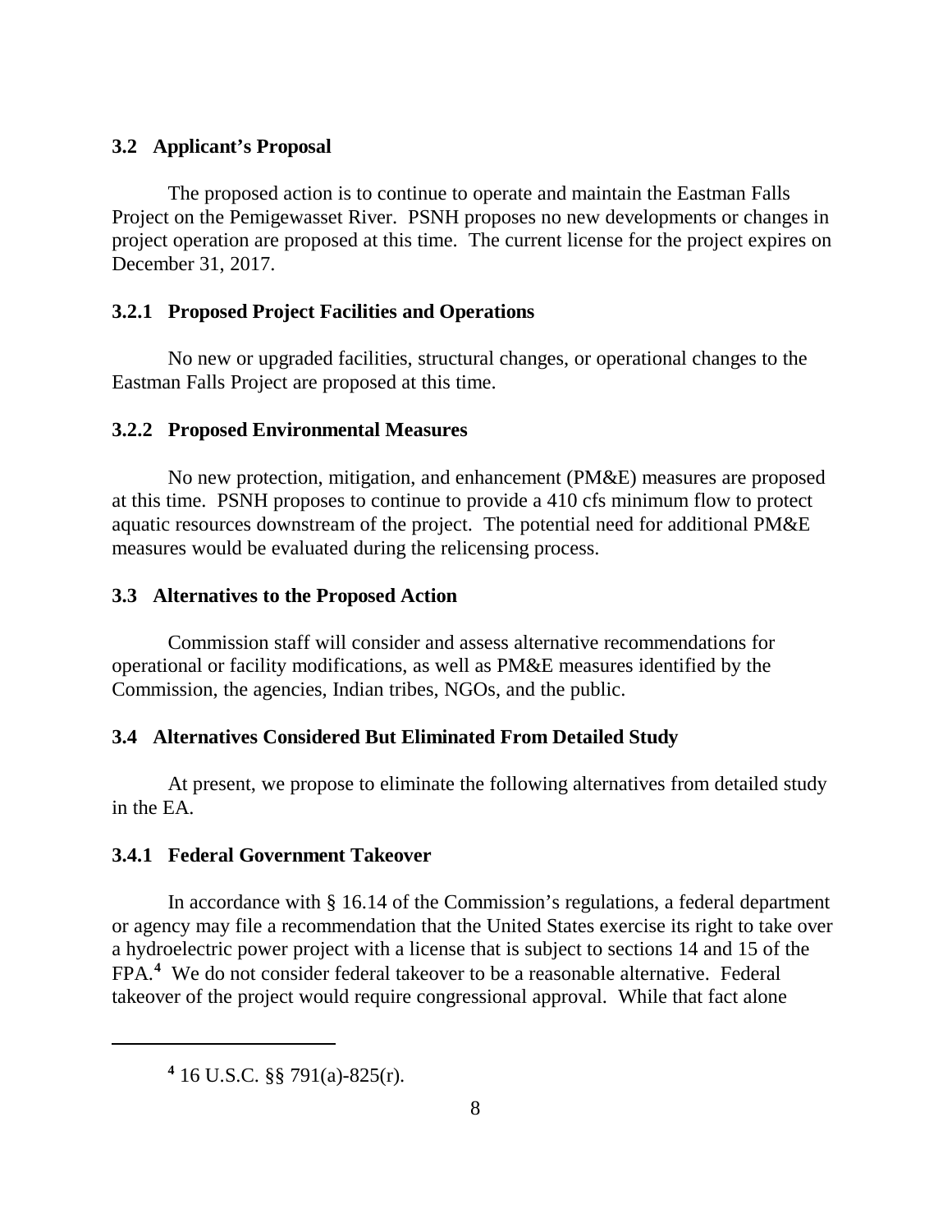### 3.2 Applicant's Proposal

The proposed action is to continue to operate and maintain the Eastman Falls Project on the Pemigewasset River. PSNH proposes no new developments or changes in project operation are proposed at this time. The current license for the project expires on December 31, 2017.

### 3.2.1 Proposed Project Facilities and Operations

No new or upgraded facilities, structural changes, or operational changes to the Eastman Falls Project are proposed at this time.

### 3.2.2 Proposed Environmental Measures

No new protection, mitigation, and enhancement (PM&E) measures are proposed at this time. PSNH proposes to continue to provide a 410 cfs minimum flow to protect aquatic resources downstream of the project. The potential need for additional PM&E measures would be evaluated during the relicensing process.

### 3.3 Alternatives to the Proposed Action

Commission staff will consider and assess alternative recommendations for operational or facility modifications, as well as PM&E measures identified by the Commission, the agencies, Indian tribes, NGOs, and the public.

### 3.4 Alternatives Considered But Eliminated From Detailed Study

At present, we propose to eliminate the following alternatives from detailed study in the EA.

### 3.4.1 Federal Government Takeover

In accordance with § 16.14 of the Commission's regulations, a federal department or agency may file a recommendation that the United States exercise its right to take over a hydroelectric power project with a license that is subject to sections 14 and 15 of the FPA.[4] We do not consider federal takeover to be a reasonable alternative. Federal takeover of the project would require congressional approval. While that fact alone

[4] 16 U.S.C. §§ 791(a)-825(r).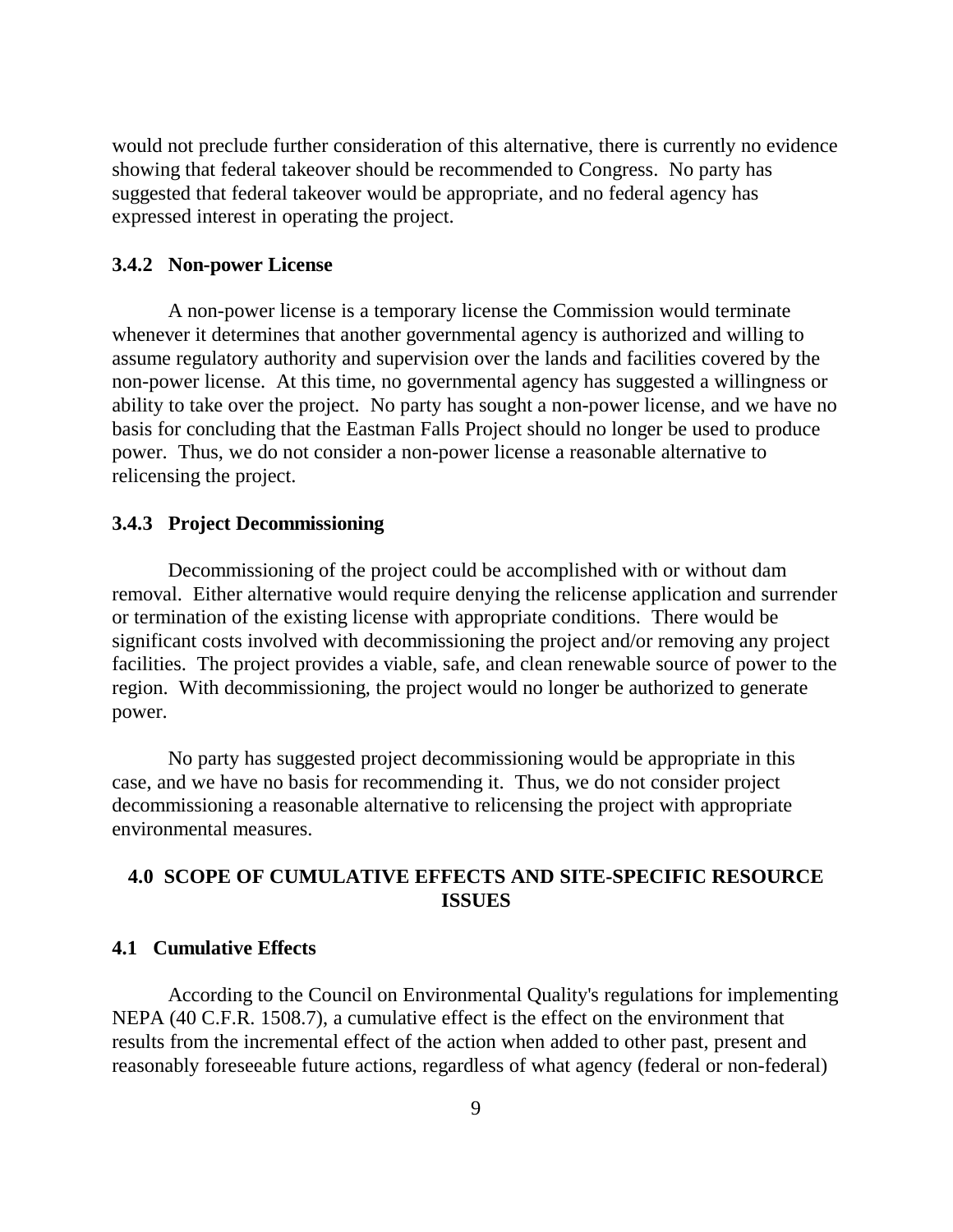would not preclude further consideration of this alternative, there is currently no evidence showing that federal takeover should be recommended to Congress. No party has suggested that federal takeover would be appropriate, and no federal agency has expressed interest in operating the project.

### 3.4.2 Non-power License

A non-power license is a temporary license the Commission would terminate whenever it determines that another governmental agency is authorized and willing to assume regulatory authority and supervision over the lands and facilities covered by the non-power license. At this time, no governmental agency has suggested a willingness or ability to take over the project. No party has sought a non-power license, and we have no basis for concluding that the Eastman Falls Project should no longer be used to produce power. Thus, we do not consider a non-power license a reasonable alternative to relicensing the project.

### 3.4.3 Project Decommissioning

Decommissioning of the project could be accomplished with or without dam removal. Either alternative would require denying the relicense application and surrender or termination of the existing license with appropriate conditions. There would be significant costs involved with decommissioning the project and/or removing any project facilities. The project provides a viable, safe, and clean renewable source of power to the region. With decommissioning, the project would no longer be authorized to generate power.

No party has suggested project decommissioning would be appropriate in this case, and we have no basis for recommending it. Thus, we do not consider project decommissioning a reasonable alternative to relicensing the project with appropriate environmental measures.

## 4.0 SCOPE OF CUMULATIVE EFFECTS AND SITE-SPECIFIC RESOURCE ISSUES

### 4.1 Cumulative Effects

According to the Council on Environmental Quality's regulations for implementing NEPA (40 C.F.R. 1508.7), a cumulative effect is the effect on the environment that results from the incremental effect of the action when added to other past, present and reasonably foreseeable future actions, regardless of what agency (federal or non-federal)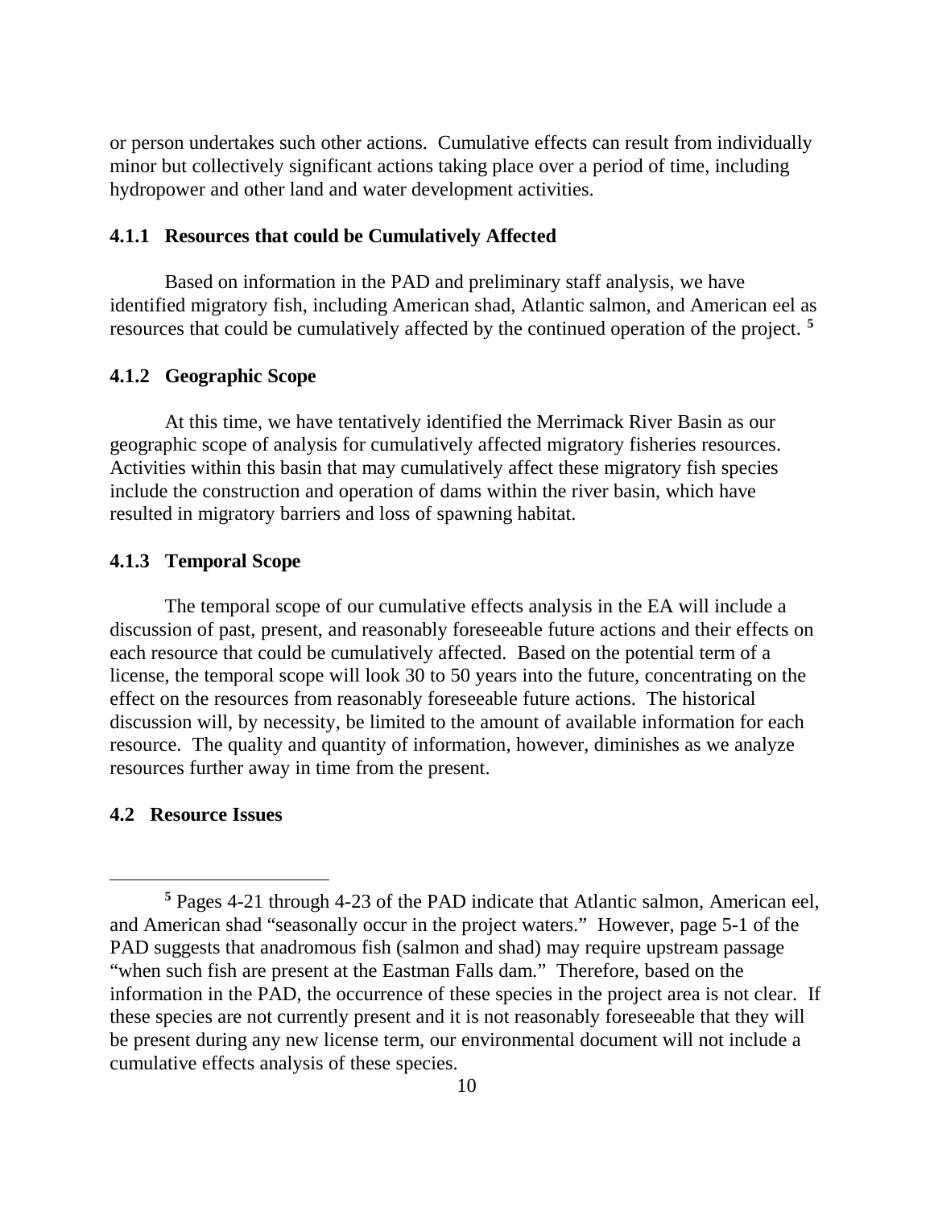or person undertakes such other actions. Cumulative effects can result from individually minor but collectively significant actions taking place over a period of time, including hydropower and other land and water development activities.

### 4.1.1 Resources that could be Cumulatively Affected

Based on information in the PAD and preliminary staff analysis, we have identified migratory fish, including American shad, Atlantic salmon, and American eel as resources that could be cumulatively affected by the continued operation of the project. [5]

### 4.1.2 Geographic Scope

At this time, we have tentatively identified the Merrimack River Basin as our geographic scope of analysis for cumulatively affected migratory fisheries resources. Activities within this basin that may cumulatively affect these migratory fish species include the construction and operation of dams within the river basin, which have resulted in migratory barriers and loss of spawning habitat.

### 4.1.3 Temporal Scope

The temporal scope of our cumulative effects analysis in the EA will include a discussion of past, present, and reasonably foreseeable future actions and their effects on each resource that could be cumulatively affected. Based on the potential term of a license, the temporal scope will look 30 to 50 years into the future, concentrating on the effect on the resources from reasonably foreseeable future actions. The historical discussion will, by necessity, be limited to the amount of available information for each resource. The quality and quantity of information, however, diminishes as we analyze resources further away in time from the present.

## 4.2 Resource Issues

---

[5] Pages 4-21 through 4-23 of the PAD indicate that Atlantic salmon, American eel, and American shad "seasonally occur in the project waters." However, page 5-1 of the PAD suggests that anadromous fish (salmon and shad) may require upstream passage "when such fish are present at the Eastman Falls dam." Therefore, based on the information in the PAD, the occurrence of these species in the project area is not clear. If these species are not currently present and it is not reasonably foreseeable that they will be present during any new license term, our environmental document will not include a cumulative effects analysis of these species.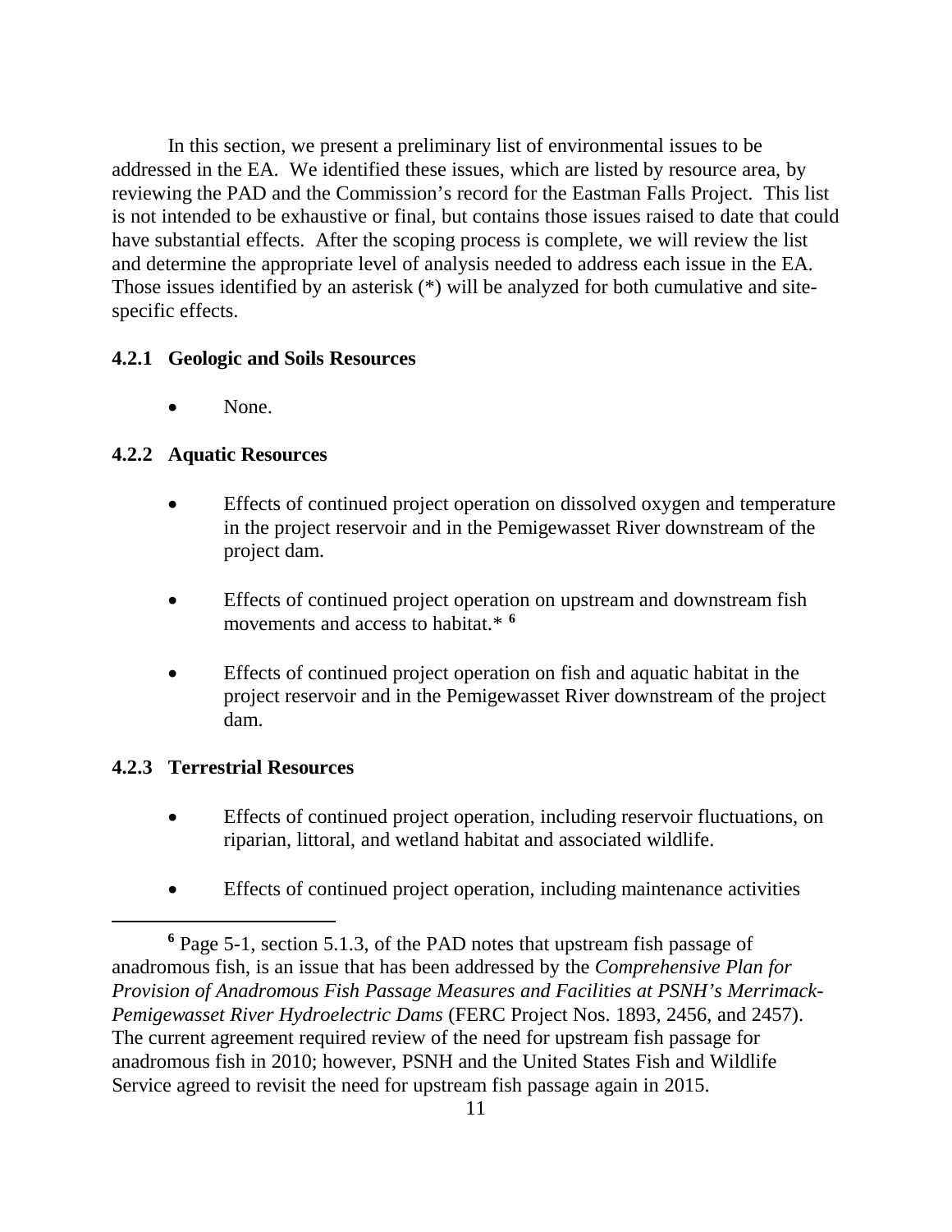In this section, we present a preliminary list of environmental issues to be addressed in the EA. We identified these issues, which are listed by resource area, by reviewing the PAD and the Commission's record for the Eastman Falls Project. This list is not intended to be exhaustive or final, but contains those issues raised to date that could have substantial effects. After the scoping process is complete, we will review the list and determine the appropriate level of analysis needed to address each issue in the EA. Those issues identified by an asterisk (*) will be analyzed for both cumulative and site-specific effects.

### 4.2.1 Geologic and Soils Resources

- None.

### 4.2.2 Aquatic Resources

- Effects of continued project operation on dissolved oxygen and temperature in the project reservoir and in the Pemigewasset River downstream of the project dam.
- Effects of continued project operation on upstream and downstream fish movements and access to habitat.* [6]
- Effects of continued project operation on fish and aquatic habitat in the project reservoir and in the Pemigewasset River downstream of the project dam.

### 4.2.3 Terrestrial Resources

- Effects of continued project operation, including reservoir fluctuations, on riparian, littoral, and wetland habitat and associated wildlife.
- Effects of continued project operation, including maintenance activities

[6] Page 5-1, section 5.1.3, of the PAD notes that upstream fish passage of anadromous fish, is an issue that has been addressed by the *Comprehensive Plan for Provision of Anadromous Fish Passage Measures and Facilities at PSNH's Merrimack-Pemigewasset River Hydroelectric Dams* (FERC Project Nos. 1893, 2456, and 2457). The current agreement required review of the need for upstream fish passage for anadromous fish in 2010; however, PSNH and the United States Fish and Wildlife Service agreed to revisit the need for upstream fish passage again in 2015.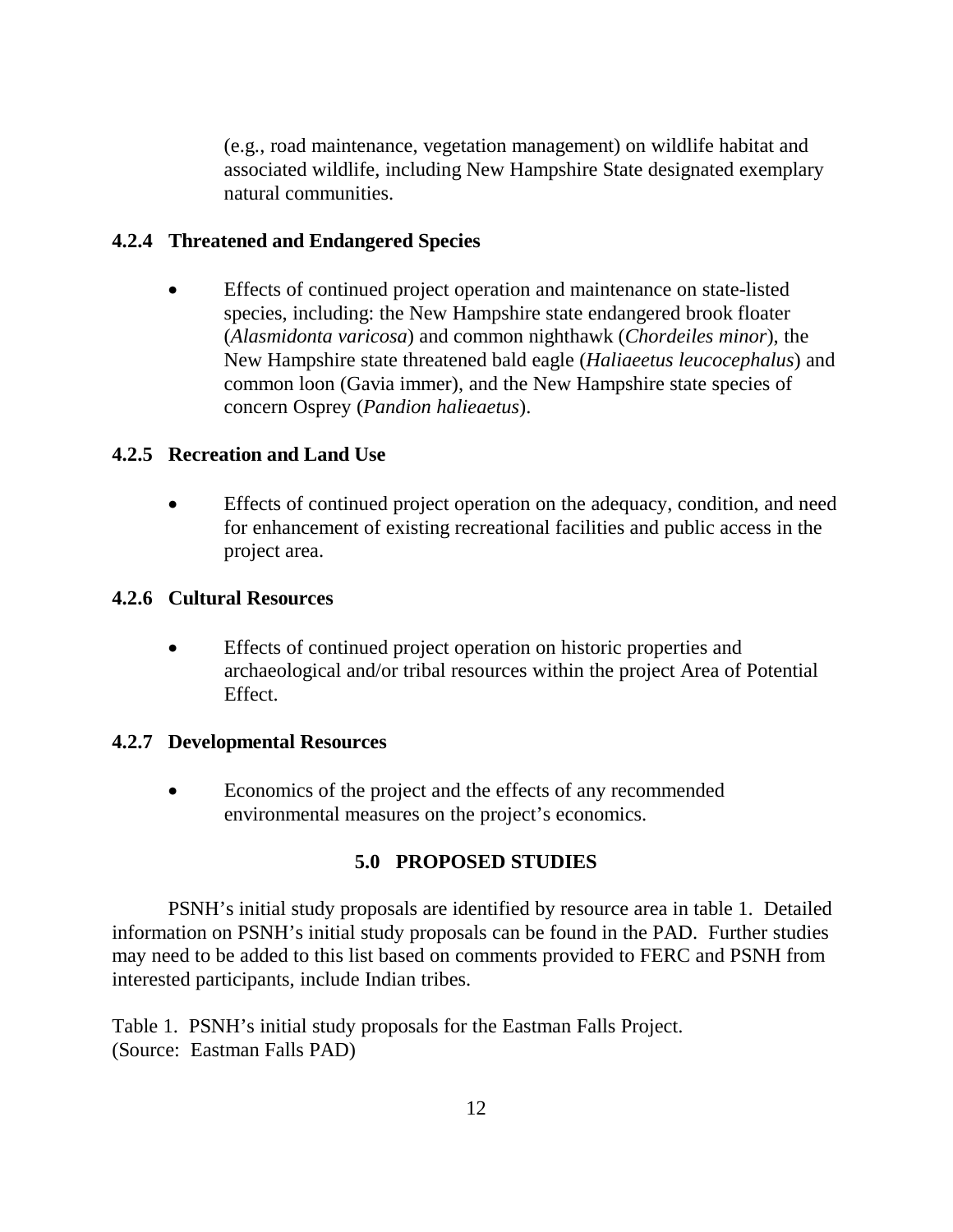(e.g., road maintenance, vegetation management) on wildlife habitat and associated wildlife, including New Hampshire State designated exemplary natural communities.

### 4.2.4 Threatened and Endangered Species

- Effects of continued project operation and maintenance on state-listed species, including: the New Hampshire state endangered brook floater (*Alasmidonta varicosa*) and common nighthawk (*Chordeiles minor*), the New Hampshire state threatened bald eagle (*Haliaeetus leucocephalus*) and common loon (Gavia immer), and the New Hampshire state species of concern Osprey (*Pandion halieaetus*).

### 4.2.5 Recreation and Land Use

- Effects of continued project operation on the adequacy, condition, and need for enhancement of existing recreational facilities and public access in the project area.

### 4.2.6 Cultural Resources

- Effects of continued project operation on historic properties and archaeological and/or tribal resources within the project Area of Potential Effect.

### 4.2.7 Developmental Resources

- Economics of the project and the effects of any recommended environmental measures on the project's economics.

## 5.0 PROPOSED STUDIES

PSNH's initial study proposals are identified by resource area in table 1. Detailed information on PSNH's initial study proposals can be found in the PAD. Further studies may need to be added to this list based on comments provided to FERC and PSNH from interested participants, include Indian tribes.

Table 1. PSNH's initial study proposals for the Eastman Falls Project.
(Source: Eastman Falls PAD)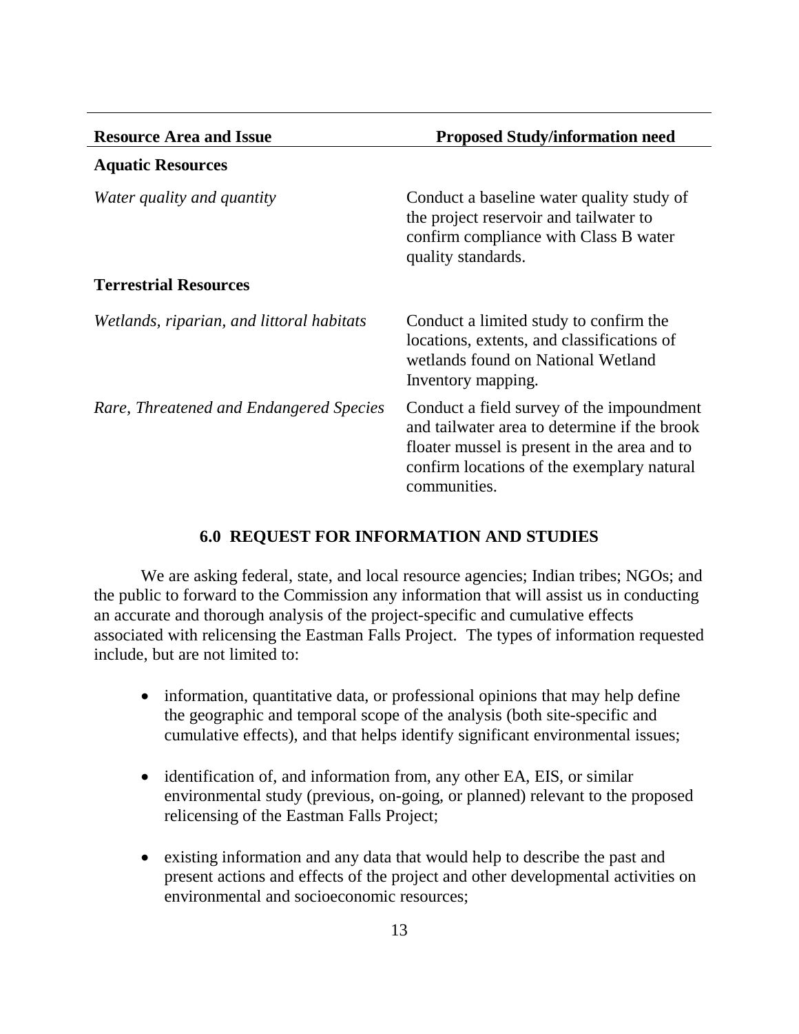| Resource Area and Issue | Proposed Study/information need |
|---|---|
| **Aquatic Resources** | |
| *Water quality and quantity* | Conduct a baseline water quality study of the project reservoir and tailwater to confirm compliance with Class B water quality standards. |
| **Terrestrial Resources** | |
| *Wetlands, riparian, and littoral habitats* | Conduct a limited study to confirm the locations, extents, and classifications of wetlands found on National Wetland Inventory mapping. |
| *Rare, Threatened and Endangered Species* | Conduct a field survey of the impoundment and tailwater area to determine if the brook floater mussel is present in the area and to confirm locations of the exemplary natural communities. |

## 6.0 REQUEST FOR INFORMATION AND STUDIES

We are asking federal, state, and local resource agencies; Indian tribes; NGOs; and the public to forward to the Commission any information that will assist us in conducting an accurate and thorough analysis of the project-specific and cumulative effects associated with relicensing the Eastman Falls Project. The types of information requested include, but are not limited to:

- information, quantitative data, or professional opinions that may help define the geographic and temporal scope of the analysis (both site-specific and cumulative effects), and that helps identify significant environmental issues;

- identification of, and information from, any other EA, EIS, or similar environmental study (previous, on-going, or planned) relevant to the proposed relicensing of the Eastman Falls Project;

- existing information and any data that would help to describe the past and present actions and effects of the project and other developmental activities on environmental and socioeconomic resources;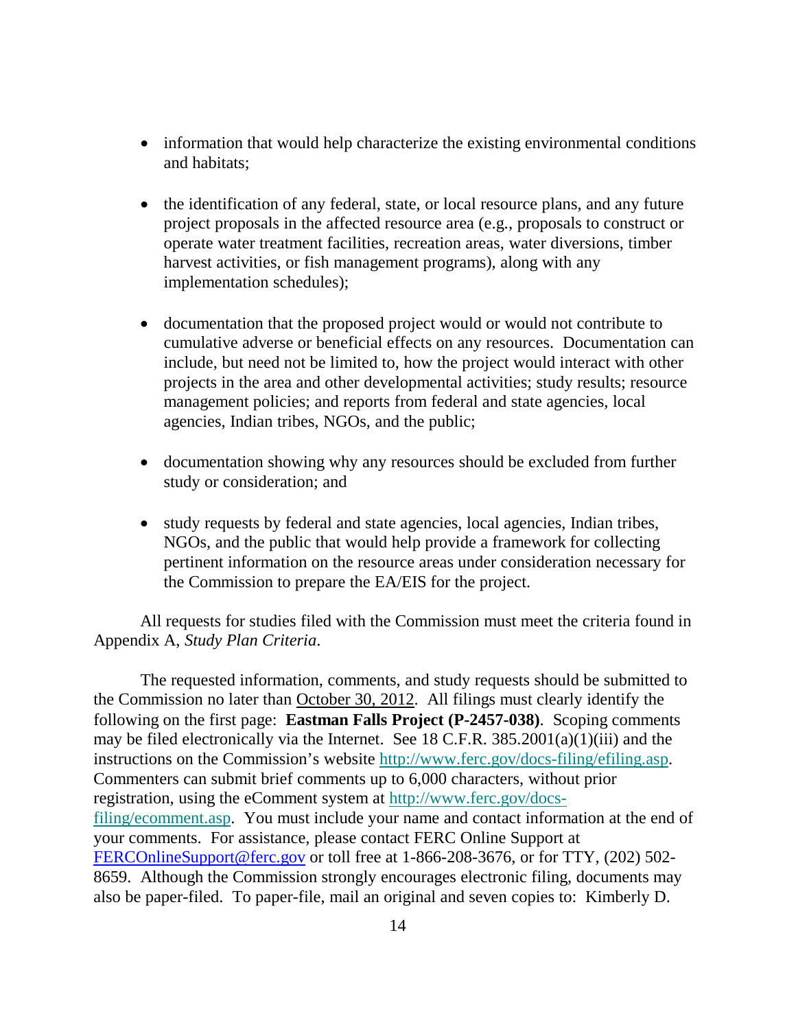- information that would help characterize the existing environmental conditions and habitats;
- the identification of any federal, state, or local resource plans, and any future project proposals in the affected resource area (e.g., proposals to construct or operate water treatment facilities, recreation areas, water diversions, timber harvest activities, or fish management programs), along with any implementation schedules);
- documentation that the proposed project would or would not contribute to cumulative adverse or beneficial effects on any resources. Documentation can include, but need not be limited to, how the project would interact with other projects in the area and other developmental activities; study results; resource management policies; and reports from federal and state agencies, local agencies, Indian tribes, NGOs, and the public;
- documentation showing why any resources should be excluded from further study or consideration; and
- study requests by federal and state agencies, local agencies, Indian tribes, NGOs, and the public that would help provide a framework for collecting pertinent information on the resource areas under consideration necessary for the Commission to prepare the EA/EIS for the project.

All requests for studies filed with the Commission must meet the criteria found in Appendix A, *Study Plan Criteria*.

The requested information, comments, and study requests should be submitted to the Commission no later than October 30, 2012. All filings must clearly identify the following on the first page: **Eastman Falls Project (P-2457-038)**. Scoping comments may be filed electronically via the Internet. See 18 C.F.R. 385.2001(a)(1)(iii) and the instructions on the Commission's website http://www.ferc.gov/docs-filing/efiling.asp. Commenters can submit brief comments up to 6,000 characters, without prior registration, using the eComment system at http://www.ferc.gov/docs-filing/ecomment.asp. You must include your name and contact information at the end of your comments. For assistance, please contact FERC Online Support at FERCOnlineSupport@ferc.gov or toll free at 1-866-208-3676, or for TTY, (202) 502-8659. Although the Commission strongly encourages electronic filing, documents may also be paper-filed. To paper-file, mail an original and seven copies to: Kimberly D.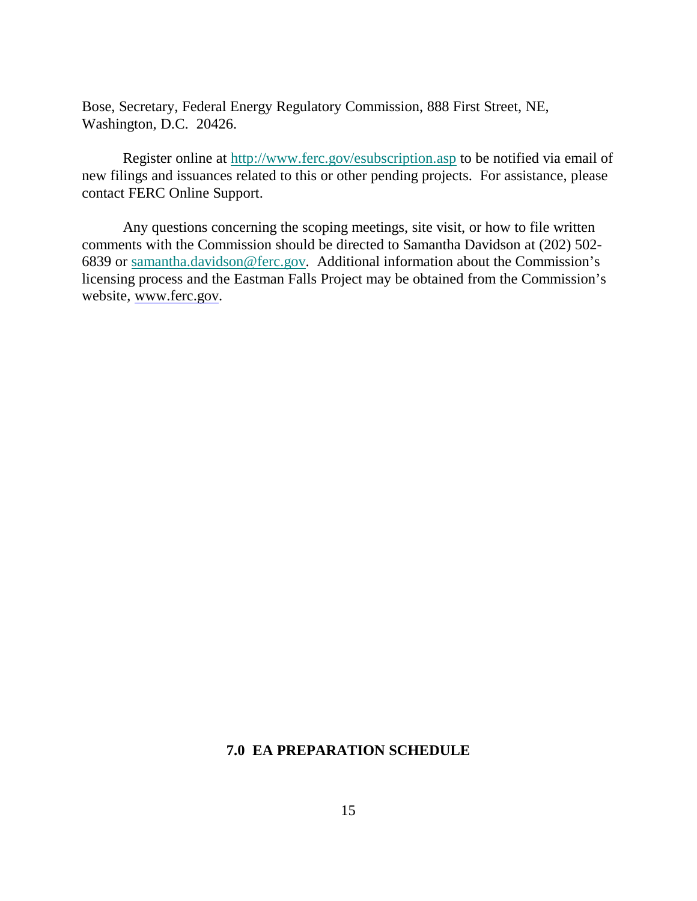Bose, Secretary, Federal Energy Regulatory Commission, 888 First Street, NE, Washington, D.C. 20426.

Register online at http://www.ferc.gov/esubscription.asp to be notified via email of new filings and issuances related to this or other pending projects. For assistance, please contact FERC Online Support.

Any questions concerning the scoping meetings, site visit, or how to file written comments with the Commission should be directed to Samantha Davidson at (202) 502-6839 or samantha.davidson@ferc.gov. Additional information about the Commission's licensing process and the Eastman Falls Project may be obtained from the Commission's website, www.ferc.gov.

## 7.0 EA PREPARATION SCHEDULE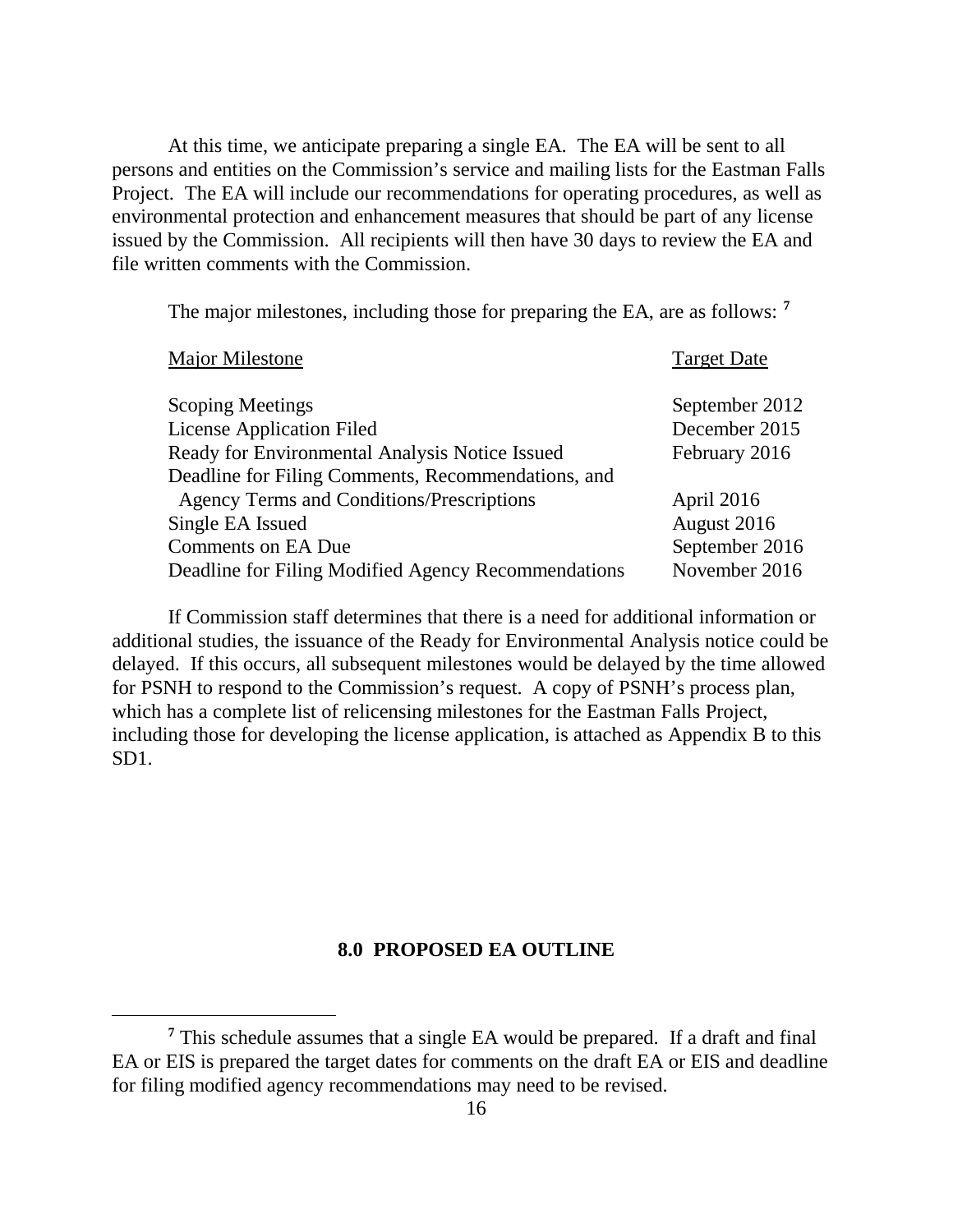At this time, we anticipate preparing a single EA. The EA will be sent to all persons and entities on the Commission's service and mailing lists for the Eastman Falls Project. The EA will include our recommendations for operating procedures, as well as environmental protection and enhancement measures that should be part of any license issued by the Commission. All recipients will then have 30 days to review the EA and file written comments with the Commission.

The major milestones, including those for preparing the EA, are as follows: [7]

| Major Milestone | Target Date |
|---|---|
| Scoping Meetings | September 2012 |
| License Application Filed | December 2015 |
| Ready for Environmental Analysis Notice Issued | February 2016 |
| Deadline for Filing Comments, Recommendations, and Agency Terms and Conditions/Prescriptions | April 2016 |
| Single EA Issued | August 2016 |
| Comments on EA Due | September 2016 |
| Deadline for Filing Modified Agency Recommendations | November 2016 |

If Commission staff determines that there is a need for additional information or additional studies, the issuance of the Ready for Environmental Analysis notice could be delayed. If this occurs, all subsequent milestones would be delayed by the time allowed for PSNH to respond to the Commission's request. A copy of PSNH's process plan, which has a complete list of relicensing milestones for the Eastman Falls Project, including those for developing the license application, is attached as Appendix B to this SD1.

## 8.0 PROPOSED EA OUTLINE

[7] This schedule assumes that a single EA would be prepared. If a draft and final EA or EIS is prepared the target dates for comments on the draft EA or EIS and deadline for filing modified agency recommendations may need to be revised.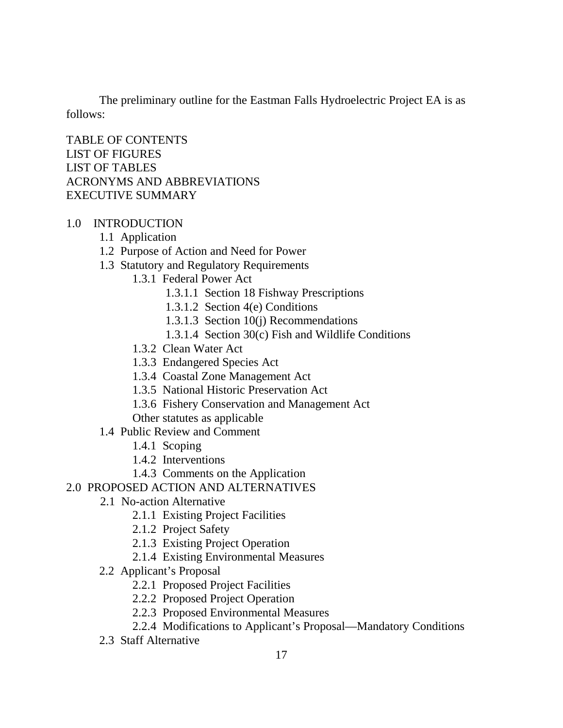The preliminary outline for the Eastman Falls Hydroelectric Project EA is as follows:

TABLE OF CONTENTS
LIST OF FIGURES
LIST OF TABLES
ACRONYMS AND ABBREVIATIONS
EXECUTIVE SUMMARY

1.0 INTRODUCTION
- 1.1 Application
- 1.2 Purpose of Action and Need for Power
- 1.3 Statutory and Regulatory Requirements
  - 1.3.1 Federal Power Act
    - 1.3.1.1 Section 18 Fishway Prescriptions
    - 1.3.1.2 Section 4(e) Conditions
    - 1.3.1.3 Section 10(j) Recommendations
    - 1.3.1.4 Section 30(c) Fish and Wildlife Conditions
  - 1.3.2 Clean Water Act
  - 1.3.3 Endangered Species Act
  - 1.3.4 Coastal Zone Management Act
  - 1.3.5 National Historic Preservation Act
  - 1.3.6 Fishery Conservation and Management Act
  - Other statutes as applicable
- 1.4 Public Review and Comment
  - 1.4.1 Scoping
  - 1.4.2 Interventions
  - 1.4.3 Comments on the Application

2.0 PROPOSED ACTION AND ALTERNATIVES
- 2.1 No-action Alternative
  - 2.1.1 Existing Project Facilities
  - 2.1.2 Project Safety
  - 2.1.3 Existing Project Operation
  - 2.1.4 Existing Environmental Measures
- 2.2 Applicant's Proposal
  - 2.2.1 Proposed Project Facilities
  - 2.2.2 Proposed Project Operation
  - 2.2.3 Proposed Environmental Measures
  - 2.2.4 Modifications to Applicant's Proposal—Mandatory Conditions
- 2.3 Staff Alternative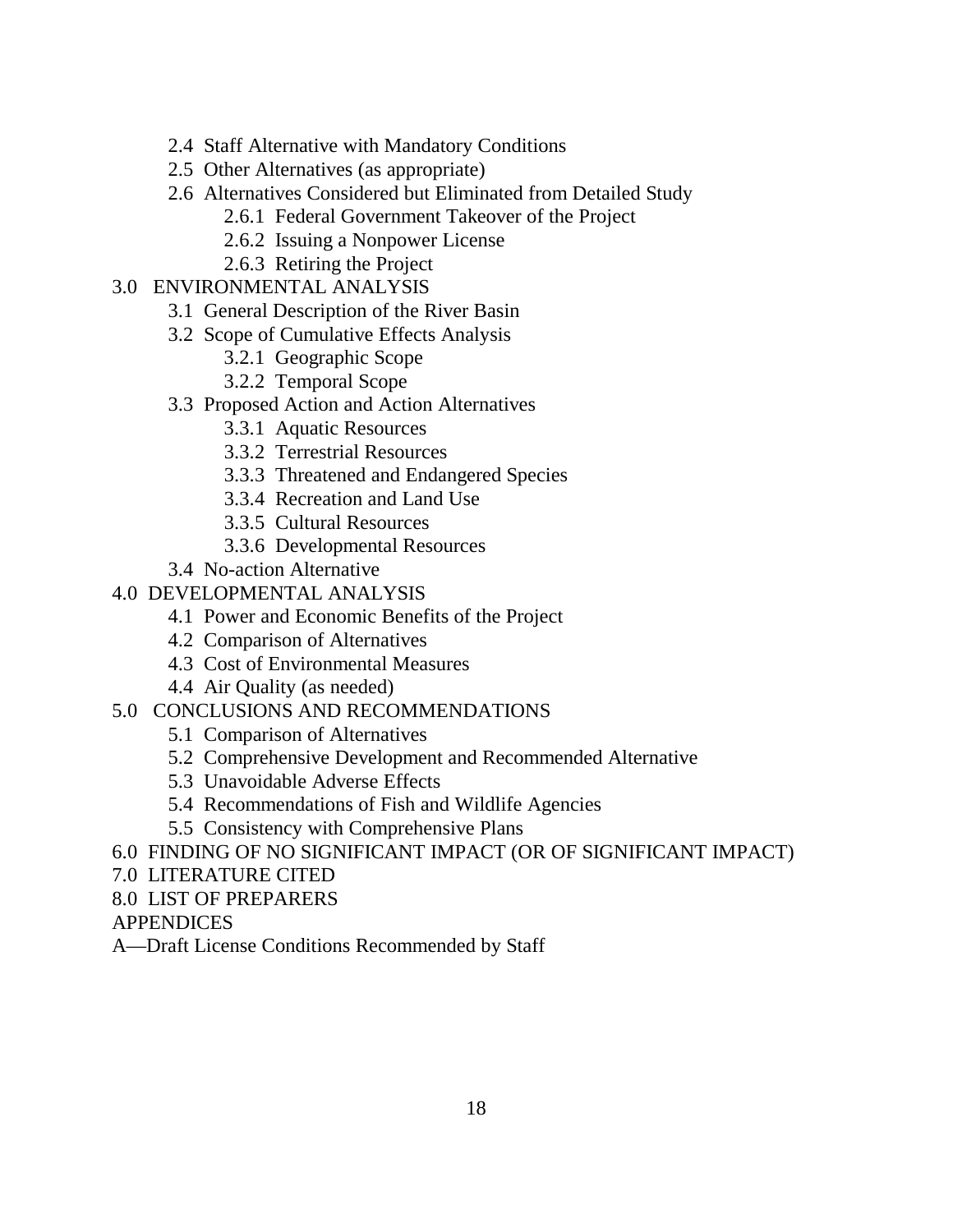- 2.4 Staff Alternative with Mandatory Conditions
- 2.5 Other Alternatives (as appropriate)
- 2.6 Alternatives Considered but Eliminated from Detailed Study
    - 2.6.1 Federal Government Takeover of the Project
    - 2.6.2 Issuing a Nonpower License
    - 2.6.3 Retiring the Project

3.0 ENVIRONMENTAL ANALYSIS

- 3.1 General Description of the River Basin
- 3.2 Scope of Cumulative Effects Analysis
    - 3.2.1 Geographic Scope
    - 3.2.2 Temporal Scope
- 3.3 Proposed Action and Action Alternatives
    - 3.3.1 Aquatic Resources
    - 3.3.2 Terrestrial Resources
    - 3.3.3 Threatened and Endangered Species
    - 3.3.4 Recreation and Land Use
    - 3.3.5 Cultural Resources
    - 3.3.6 Developmental Resources
- 3.4 No-action Alternative

4.0 DEVELOPMENTAL ANALYSIS

- 4.1 Power and Economic Benefits of the Project
- 4.2 Comparison of Alternatives
- 4.3 Cost of Environmental Measures
- 4.4 Air Quality (as needed)

5.0 CONCLUSIONS AND RECOMMENDATIONS

- 5.1 Comparison of Alternatives
- 5.2 Comprehensive Development and Recommended Alternative
- 5.3 Unavoidable Adverse Effects
- 5.4 Recommendations of Fish and Wildlife Agencies
- 5.5 Consistency with Comprehensive Plans

6.0 FINDING OF NO SIGNIFICANT IMPACT (OR OF SIGNIFICANT IMPACT)

7.0 LITERATURE CITED

8.0 LIST OF PREPARERS

APPENDICES

A—Draft License Conditions Recommended by Staff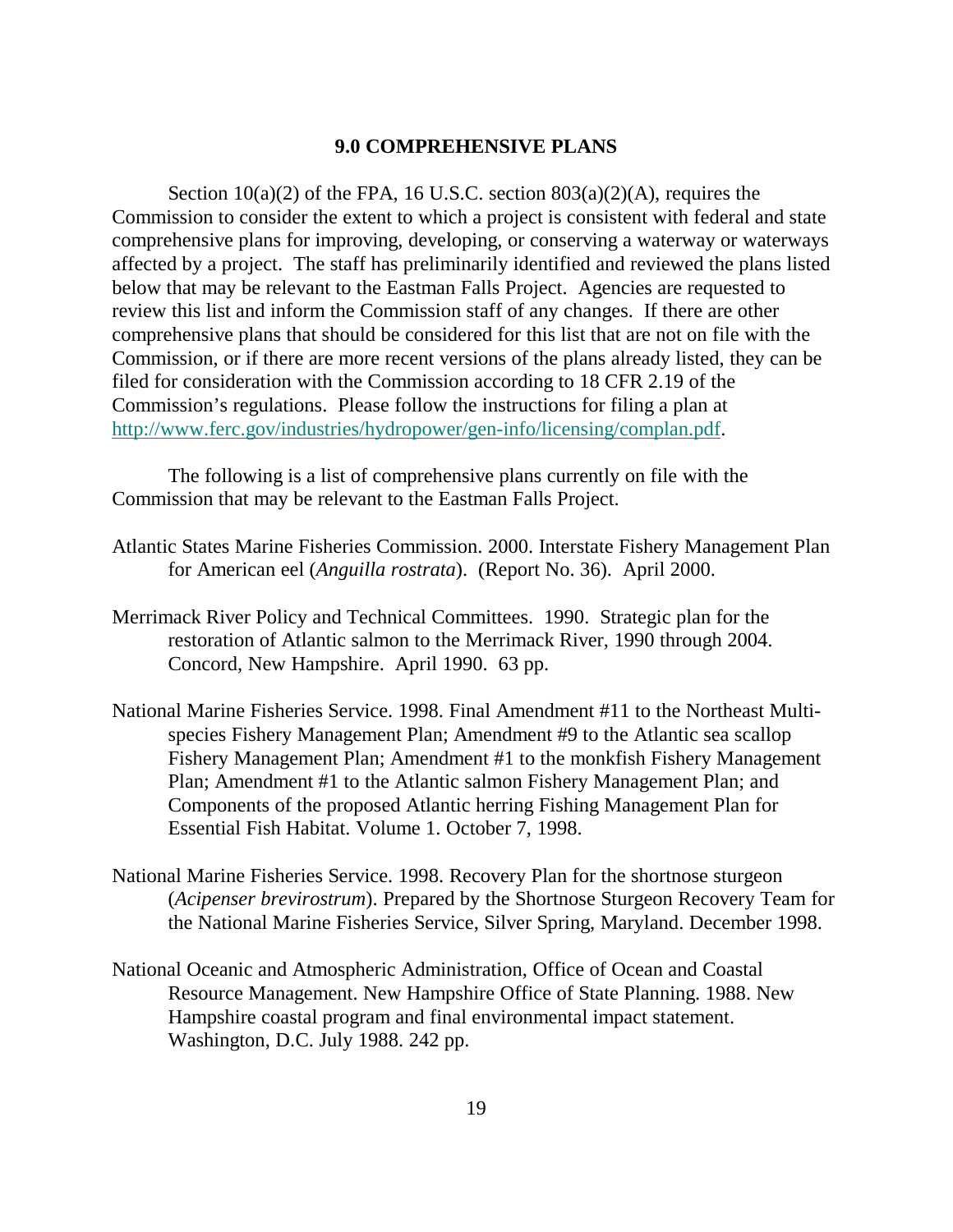## 9.0 COMPREHENSIVE PLANS

Section 10(a)(2) of the FPA, 16 U.S.C. section 803(a)(2)(A), requires the Commission to consider the extent to which a project is consistent with federal and state comprehensive plans for improving, developing, or conserving a waterway or waterways affected by a project. The staff has preliminarily identified and reviewed the plans listed below that may be relevant to the Eastman Falls Project. Agencies are requested to review this list and inform the Commission staff of any changes. If there are other comprehensive plans that should be considered for this list that are not on file with the Commission, or if there are more recent versions of the plans already listed, they can be filed for consideration with the Commission according to 18 CFR 2.19 of the Commission's regulations. Please follow the instructions for filing a plan at http://www.ferc.gov/industries/hydropower/gen-info/licensing/complan.pdf.

The following is a list of comprehensive plans currently on file with the Commission that may be relevant to the Eastman Falls Project.

Atlantic States Marine Fisheries Commission. 2000. Interstate Fishery Management Plan for American eel (*Anguilla rostrata*). (Report No. 36). April 2000.

Merrimack River Policy and Technical Committees. 1990. Strategic plan for the restoration of Atlantic salmon to the Merrimack River, 1990 through 2004. Concord, New Hampshire. April 1990. 63 pp.

National Marine Fisheries Service. 1998. Final Amendment #11 to the Northeast Multi-species Fishery Management Plan; Amendment #9 to the Atlantic sea scallop Fishery Management Plan; Amendment #1 to the monkfish Fishery Management Plan; Amendment #1 to the Atlantic salmon Fishery Management Plan; and Components of the proposed Atlantic herring Fishing Management Plan for Essential Fish Habitat. Volume 1. October 7, 1998.

National Marine Fisheries Service. 1998. Recovery Plan for the shortnose sturgeon (*Acipenser brevirostrum*). Prepared by the Shortnose Sturgeon Recovery Team for the National Marine Fisheries Service, Silver Spring, Maryland. December 1998.

National Oceanic and Atmospheric Administration, Office of Ocean and Coastal Resource Management. New Hampshire Office of State Planning. 1988. New Hampshire coastal program and final environmental impact statement. Washington, D.C. July 1988. 242 pp.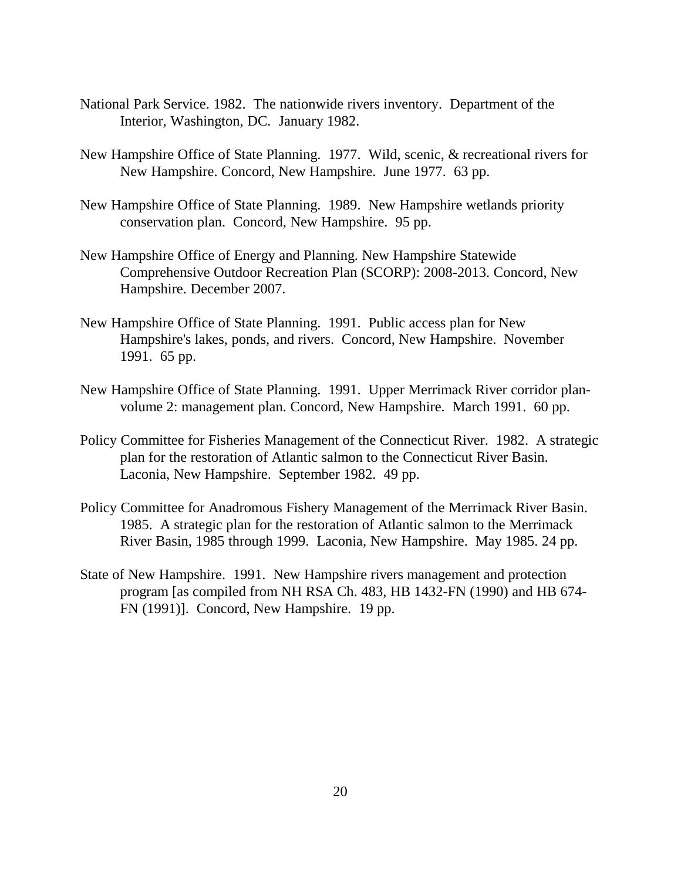National Park Service. 1982. The nationwide rivers inventory. Department of the Interior, Washington, DC. January 1982.

New Hampshire Office of State Planning. 1977. Wild, scenic, & recreational rivers for New Hampshire. Concord, New Hampshire. June 1977. 63 pp.

New Hampshire Office of State Planning. 1989. New Hampshire wetlands priority conservation plan. Concord, New Hampshire. 95 pp.

New Hampshire Office of Energy and Planning. New Hampshire Statewide Comprehensive Outdoor Recreation Plan (SCORP): 2008-2013. Concord, New Hampshire. December 2007.

New Hampshire Office of State Planning. 1991. Public access plan for New Hampshire's lakes, ponds, and rivers. Concord, New Hampshire. November 1991. 65 pp.

New Hampshire Office of State Planning. 1991. Upper Merrimack River corridor plan-volume 2: management plan. Concord, New Hampshire. March 1991. 60 pp.

Policy Committee for Fisheries Management of the Connecticut River. 1982. A strategic plan for the restoration of Atlantic salmon to the Connecticut River Basin. Laconia, New Hampshire. September 1982. 49 pp.

Policy Committee for Anadromous Fishery Management of the Merrimack River Basin. 1985. A strategic plan for the restoration of Atlantic salmon to the Merrimack River Basin, 1985 through 1999. Laconia, New Hampshire. May 1985. 24 pp.

State of New Hampshire. 1991. New Hampshire rivers management and protection program [as compiled from NH RSA Ch. 483, HB 1432-FN (1990) and HB 674-FN (1991)]. Concord, New Hampshire. 19 pp.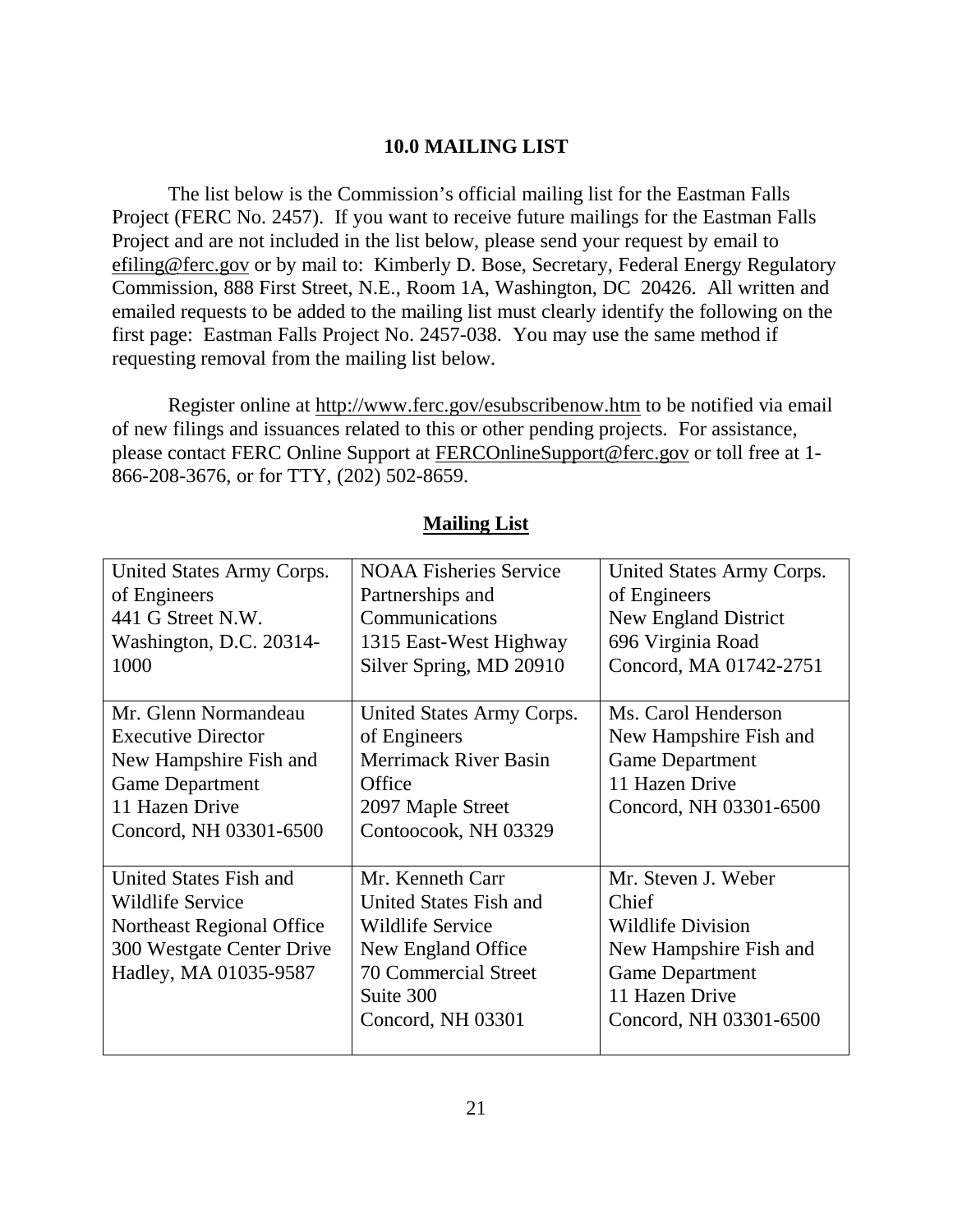## 10.0 MAILING LIST

The list below is the Commission's official mailing list for the Eastman Falls Project (FERC No. 2457). If you want to receive future mailings for the Eastman Falls Project and are not included in the list below, please send your request by email to efiling@ferc.gov or by mail to: Kimberly D. Bose, Secretary, Federal Energy Regulatory Commission, 888 First Street, N.E., Room 1A, Washington, DC 20426. All written and emailed requests to be added to the mailing list must clearly identify the following on the first page: Eastman Falls Project No. 2457-038. You may use the same method if requesting removal from the mailing list below.

Register online at http://www.ferc.gov/esubscribenow.htm to be notified via email of new filings and issuances related to this or other pending projects. For assistance, please contact FERC Online Support at FERCOnlineSupport@ferc.gov or toll free at 1-866-208-3676, or for TTY, (202) 502-8659.

**Mailing List**

| | | |
|---|---|---|
| United States Army Corps. of Engineers<br>441 G Street N.W.<br>Washington, D.C. 20314-1000 | NOAA Fisheries Service<br>Partnerships and Communications<br>1315 East-West Highway<br>Silver Spring, MD 20910 | United States Army Corps. of Engineers<br>New England District<br>696 Virginia Road<br>Concord, MA 01742-2751 |
| Mr. Glenn Normandeau<br>Executive Director<br>New Hampshire Fish and Game Department<br>11 Hazen Drive<br>Concord, NH 03301-6500 | United States Army Corps. of Engineers<br>Merrimack River Basin Office<br>2097 Maple Street<br>Contoocook, NH 03329 | Ms. Carol Henderson<br>New Hampshire Fish and Game Department<br>11 Hazen Drive<br>Concord, NH 03301-6500 |
| United States Fish and Wildlife Service<br>Northeast Regional Office<br>300 Westgate Center Drive<br>Hadley, MA 01035-9587 | Mr. Kenneth Carr<br>United States Fish and Wildlife Service<br>New England Office<br>70 Commercial Street<br>Suite 300<br>Concord, NH 03301 | Mr. Steven J. Weber<br>Chief<br>Wildlife Division<br>New Hampshire Fish and Game Department<br>11 Hazen Drive<br>Concord, NH 03301-6500 |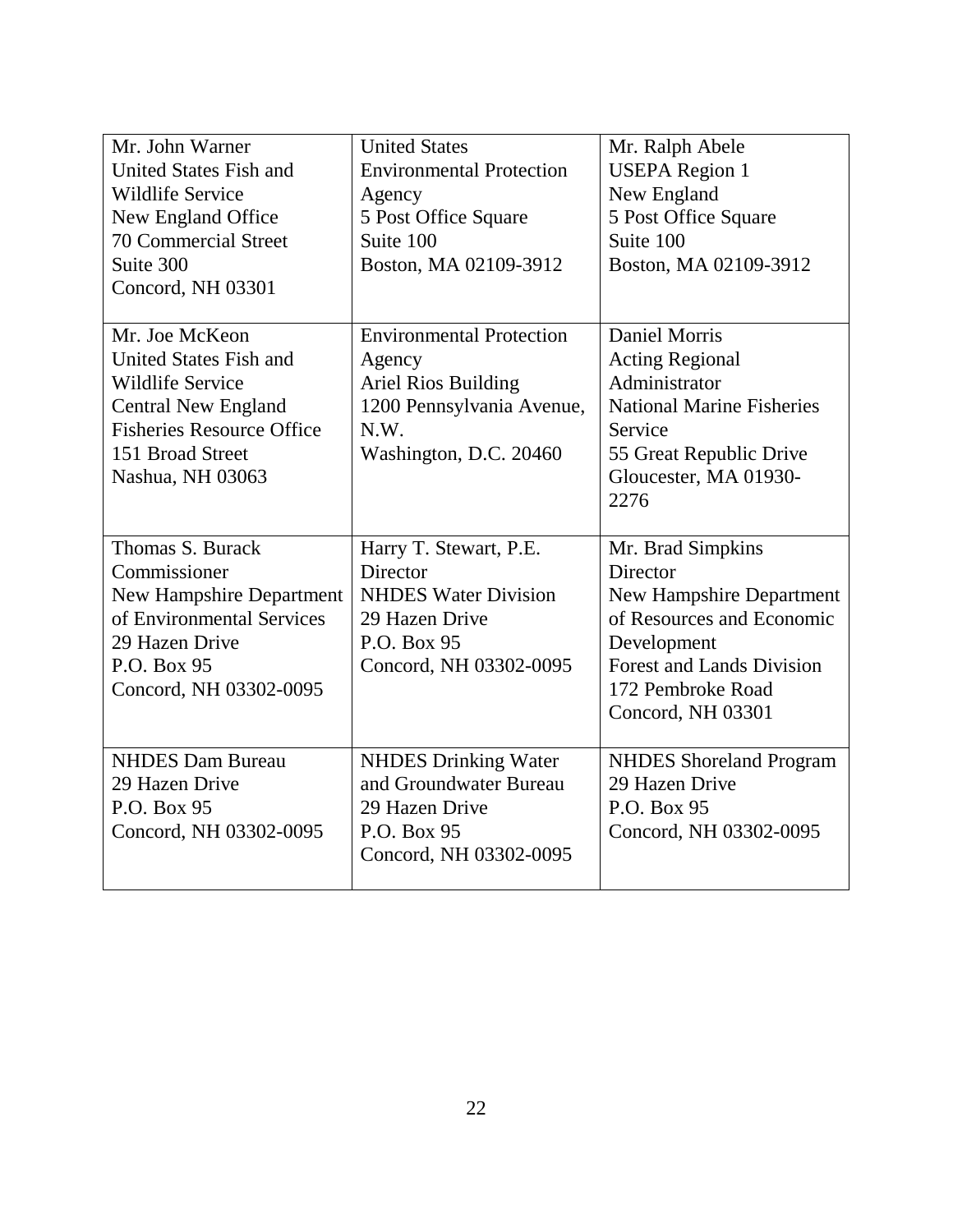| | | |
|---|---|---|
| Mr. John Warner<br>United States Fish and Wildlife Service<br>New England Office<br>70 Commercial Street<br>Suite 300<br>Concord, NH 03301 | United States Environmental Protection Agency<br>5 Post Office Square<br>Suite 100<br>Boston, MA 02109-3912 | Mr. Ralph Abele<br>USEPA Region 1<br>New England<br>5 Post Office Square<br>Suite 100<br>Boston, MA 02109-3912 |
| Mr. Joe McKeon<br>United States Fish and Wildlife Service<br>Central New England Fisheries Resource Office<br>151 Broad Street<br>Nashua, NH 03063 | Environmental Protection Agency<br>Ariel Rios Building<br>1200 Pennsylvania Avenue, N.W.<br>Washington, D.C. 20460 | Daniel Morris<br>Acting Regional Administrator<br>National Marine Fisheries Service<br>55 Great Republic Drive<br>Gloucester, MA 01930-2276 |
| Thomas S. Burack<br>Commissioner<br>New Hampshire Department of Environmental Services<br>29 Hazen Drive<br>P.O. Box 95<br>Concord, NH 03302-0095 | Harry T. Stewart, P.E.<br>Director<br>NHDES Water Division<br>29 Hazen Drive<br>P.O. Box 95<br>Concord, NH 03302-0095 | Mr. Brad Simpkins<br>Director<br>New Hampshire Department of Resources and Economic Development<br>Forest and Lands Division<br>172 Pembroke Road<br>Concord, NH 03301 |
| NHDES Dam Bureau<br>29 Hazen Drive<br>P.O. Box 95<br>Concord, NH 03302-0095 | NHDES Drinking Water and Groundwater Bureau<br>29 Hazen Drive<br>P.O. Box 95<br>Concord, NH 03302-0095 | NHDES Shoreland Program<br>29 Hazen Drive<br>P.O. Box 95<br>Concord, NH 03302-0095 |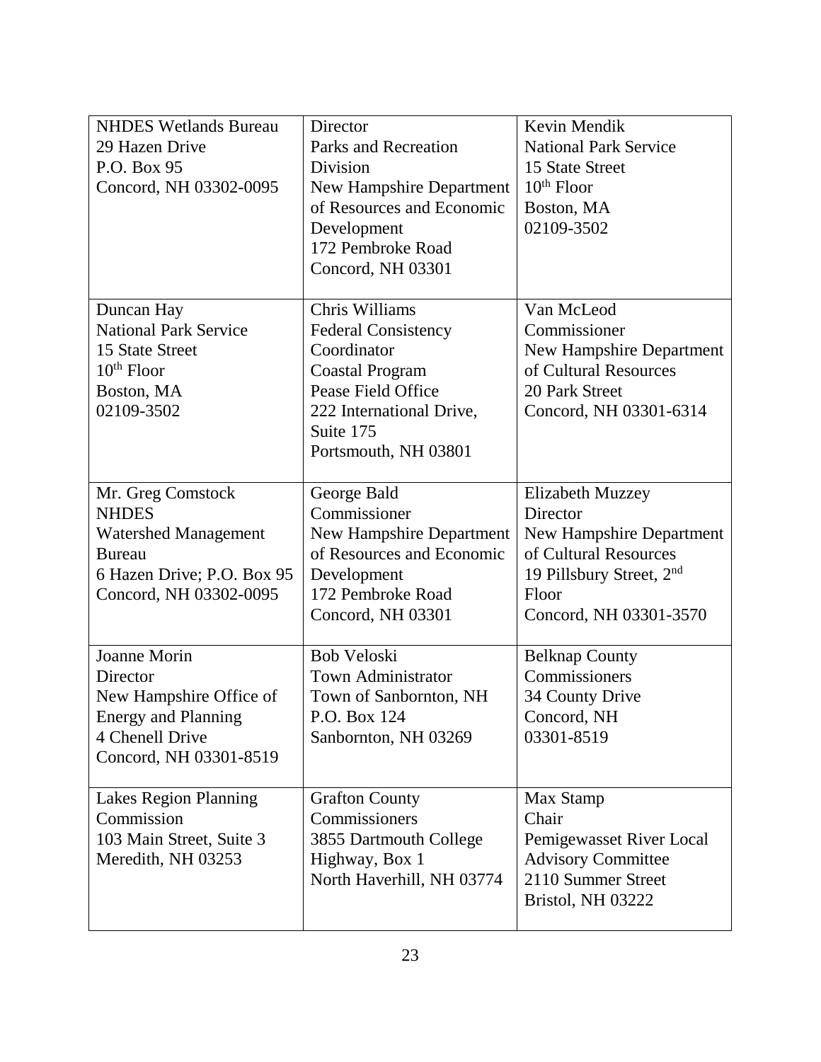| | | |
|---|---|---|
| NHDES Wetlands Bureau<br>29 Hazen Drive<br>P.O. Box 95<br>Concord, NH 03302-0095 | Director<br>Parks and Recreation Division<br>New Hampshire Department of Resources and Economic Development<br>172 Pembroke Road<br>Concord, NH 03301 | Kevin Mendik<br>National Park Service<br>15 State Street<br>10th Floor<br>Boston, MA<br>02109-3502 |
| Duncan Hay<br>National Park Service<br>15 State Street<br>10th Floor<br>Boston, MA<br>02109-3502 | Chris Williams<br>Federal Consistency Coordinator<br>Coastal Program<br>Pease Field Office<br>222 International Drive, Suite 175<br>Portsmouth, NH 03801 | Van McLeod<br>Commissioner<br>New Hampshire Department of Cultural Resources<br>20 Park Street<br>Concord, NH 03301-6314 |
| Mr. Greg Comstock<br>NHDES<br>Watershed Management Bureau<br>6 Hazen Drive; P.O. Box 95<br>Concord, NH 03302-0095 | George Bald<br>Commissioner<br>New Hampshire Department of Resources and Economic Development<br>172 Pembroke Road<br>Concord, NH 03301 | Elizabeth Muzzey<br>Director<br>New Hampshire Department of Cultural Resources<br>19 Pillsbury Street, 2nd Floor<br>Concord, NH 03301-3570 |
| Joanne Morin<br>Director<br>New Hampshire Office of Energy and Planning<br>4 Chenell Drive<br>Concord, NH 03301-8519 | Bob Veloski<br>Town Administrator<br>Town of Sanbornton, NH<br>P.O. Box 124<br>Sanbornton, NH 03269 | Belknap County Commissioners<br>34 County Drive<br>Concord, NH<br>03301-8519 |
| Lakes Region Planning Commission<br>103 Main Street, Suite 3<br>Meredith, NH 03253 | Grafton County Commissioners<br>3855 Dartmouth College Highway, Box 1<br>North Haverhill, NH 03774 | Max Stamp<br>Chair<br>Pemigewasset River Local Advisory Committee<br>2110 Summer Street<br>Bristol, NH 03222 |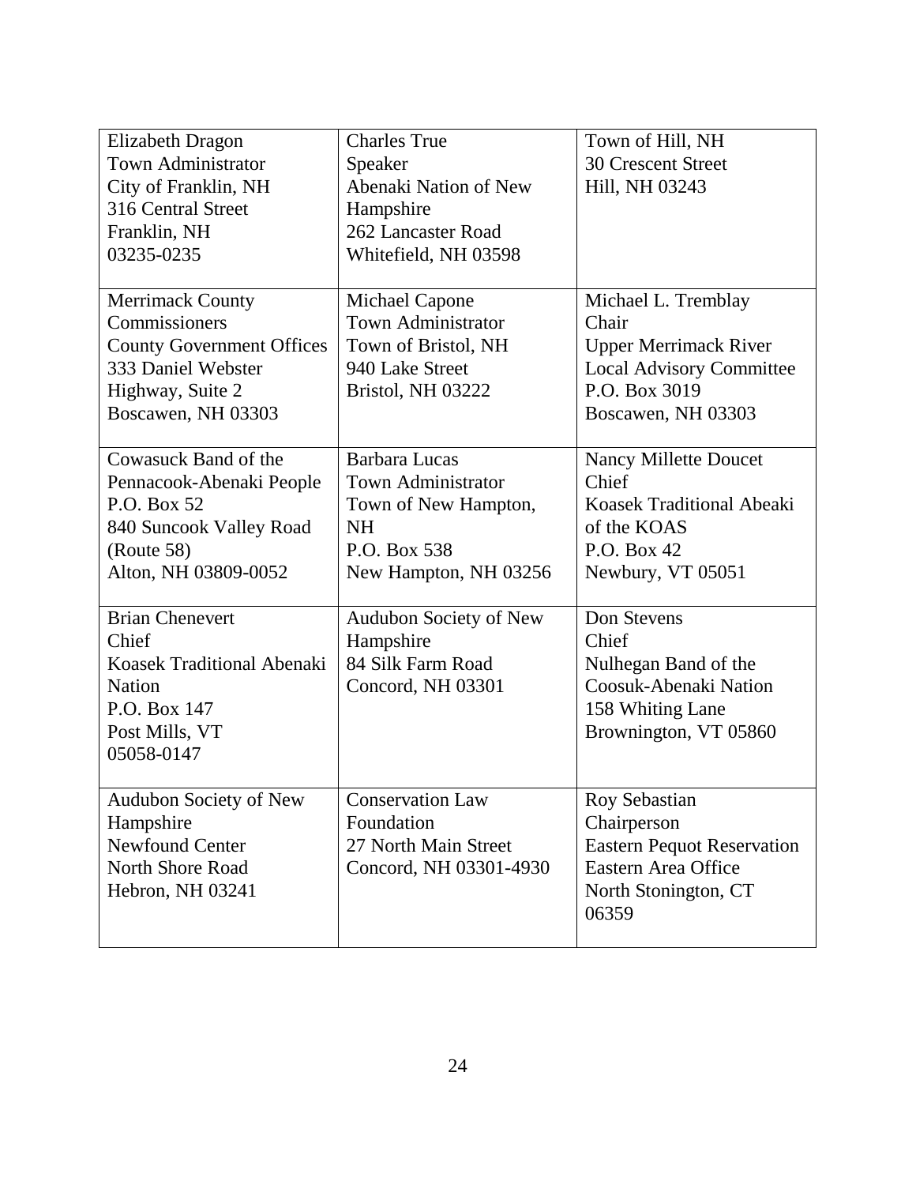| | | |
|---|---|---|
| Elizabeth Dragon<br>Town Administrator<br>City of Franklin, NH<br>316 Central Street<br>Franklin, NH<br>03235-0235 | Charles True<br>Speaker<br>Abenaki Nation of New Hampshire<br>262 Lancaster Road<br>Whitefield, NH 03598 | Town of Hill, NH<br>30 Crescent Street<br>Hill, NH 03243 |
| Merrimack County Commissioners<br>County Government Offices<br>333 Daniel Webster Highway, Suite 2<br>Boscawen, NH 03303 | Michael Capone<br>Town Administrator<br>Town of Bristol, NH<br>940 Lake Street<br>Bristol, NH 03222 | Michael L. Tremblay<br>Chair<br>Upper Merrimack River Local Advisory Committee<br>P.O. Box 3019<br>Boscawen, NH 03303 |
| Cowasuck Band of the Pennacook-Abenaki People<br>P.O. Box 52<br>840 Suncook Valley Road (Route 58)<br>Alton, NH 03809-0052 | Barbara Lucas<br>Town Administrator<br>Town of New Hampton, NH<br>P.O. Box 538<br>New Hampton, NH 03256 | Nancy Millette Doucet<br>Chief<br>Koasek Traditional Abeaki of the KOAS<br>P.O. Box 42<br>Newbury, VT 05051 |
| Brian Chenevert<br>Chief<br>Koasek Traditional Abenaki Nation<br>P.O. Box 147<br>Post Mills, VT<br>05058-0147 | Audubon Society of New Hampshire<br>84 Silk Farm Road<br>Concord, NH 03301 | Don Stevens<br>Chief<br>Nulhegan Band of the Coosuk-Abenaki Nation<br>158 Whiting Lane<br>Brownington, VT 05860 |
| Audubon Society of New Hampshire<br>Newfound Center<br>North Shore Road<br>Hebron, NH 03241 | Conservation Law Foundation<br>27 North Main Street<br>Concord, NH 03301-4930 | Roy Sebastian<br>Chairperson<br>Eastern Pequot Reservation<br>Eastern Area Office<br>North Stonington, CT<br>06359 |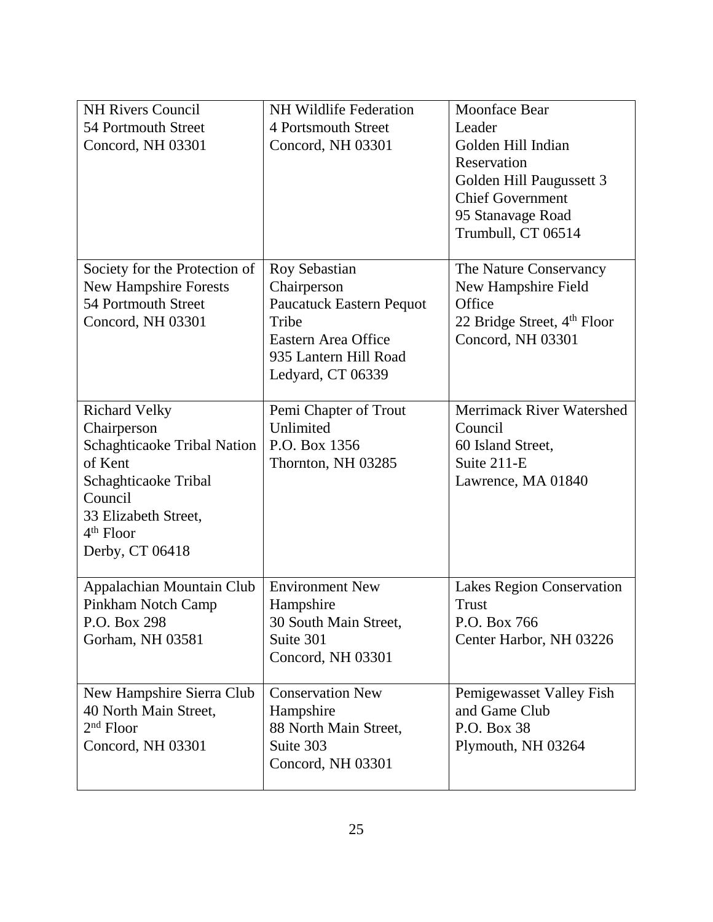| | | |
|---|---|---|
| NH Rivers Council<br>54 Portmouth Street<br>Concord, NH 03301 | NH Wildlife Federation<br>4 Portsmouth Street<br>Concord, NH 03301 | Moonface Bear<br>Leader<br>Golden Hill Indian Reservation<br>Golden Hill Paugussett 3 Chief Government<br>95 Stanavage Road<br>Trumbull, CT 06514 |
| Society for the Protection of New Hampshire Forests<br>54 Portmouth Street<br>Concord, NH 03301 | Roy Sebastian<br>Chairperson<br>Paucatuck Eastern Pequot Tribe<br>Eastern Area Office<br>935 Lantern Hill Road<br>Ledyard, CT 06339 | The Nature Conservancy<br>New Hampshire Field Office<br>22 Bridge Street, 4th Floor<br>Concord, NH 03301 |
| Richard Velky<br>Chairperson<br>Schaghticaoke Tribal Nation of Kent<br>Schaghticaoke Tribal Council<br>33 Elizabeth Street, 4th Floor<br>Derby, CT 06418 | Pemi Chapter of Trout Unlimited<br>P.O. Box 1356<br>Thornton, NH 03285 | Merrimack River Watershed Council<br>60 Island Street, Suite 211-E<br>Lawrence, MA 01840 |
| Appalachian Mountain Club<br>Pinkham Notch Camp<br>P.O. Box 298<br>Gorham, NH 03581 | Environment New Hampshire<br>30 South Main Street, Suite 301<br>Concord, NH 03301 | Lakes Region Conservation Trust<br>P.O. Box 766<br>Center Harbor, NH 03226 |
| New Hampshire Sierra Club<br>40 North Main Street, 2nd Floor<br>Concord, NH 03301 | Conservation New Hampshire<br>88 North Main Street, Suite 303<br>Concord, NH 03301 | Pemigewasset Valley Fish and Game Club<br>P.O. Box 38<br>Plymouth, NH 03264 |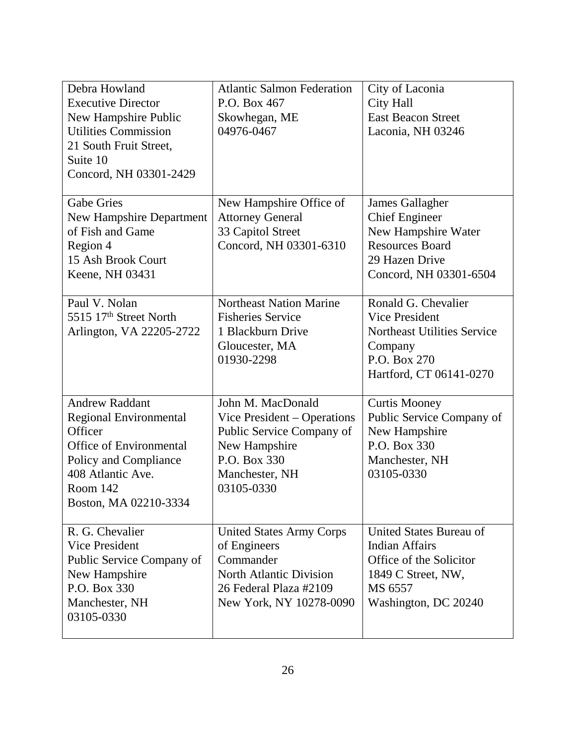| Debra Howland<br>Executive Director<br>New Hampshire Public Utilities Commission<br>21 South Fruit Street, Suite 10<br>Concord, NH 03301-2429 | Atlantic Salmon Federation<br>P.O. Box 467<br>Skowhegan, ME<br>04976-0467 | City of Laconia<br>City Hall<br>East Beacon Street<br>Laconia, NH 03246 |
|---|---|---|
| Gabe Gries<br>New Hampshire Department of Fish and Game<br>Region 4<br>15 Ash Brook Court<br>Keene, NH 03431 | New Hampshire Office of Attorney General<br>33 Capitol Street<br>Concord, NH 03301-6310 | James Gallagher<br>Chief Engineer<br>New Hampshire Water Resources Board<br>29 Hazen Drive<br>Concord, NH 03301-6504 |
| Paul V. Nolan<br>5515 17th Street North<br>Arlington, VA 22205-2722 | Northeast Nation Marine Fisheries Service<br>1 Blackburn Drive<br>Gloucester, MA<br>01930-2298 | Ronald G. Chevalier<br>Vice President<br>Northeast Utilities Service Company<br>P.O. Box 270<br>Hartford, CT 06141-0270 |
| Andrew Raddant<br>Regional Environmental Officer<br>Office of Environmental Policy and Compliance<br>408 Atlantic Ave.<br>Room 142<br>Boston, MA 02210-3334 | John M. MacDonald<br>Vice President – Operations<br>Public Service Company of New Hampshire<br>P.O. Box 330<br>Manchester, NH<br>03105-0330 | Curtis Mooney<br>Public Service Company of New Hampshire<br>P.O. Box 330<br>Manchester, NH<br>03105-0330 |
| R. G. Chevalier<br>Vice President<br>Public Service Company of New Hampshire<br>P.O. Box 330<br>Manchester, NH<br>03105-0330 | United States Army Corps of Engineers<br>Commander<br>North Atlantic Division<br>26 Federal Plaza #2109<br>New York, NY 10278-0090 | United States Bureau of Indian Affairs<br>Office of the Solicitor<br>1849 C Street, NW,<br>MS 6557<br>Washington, DC 20240 |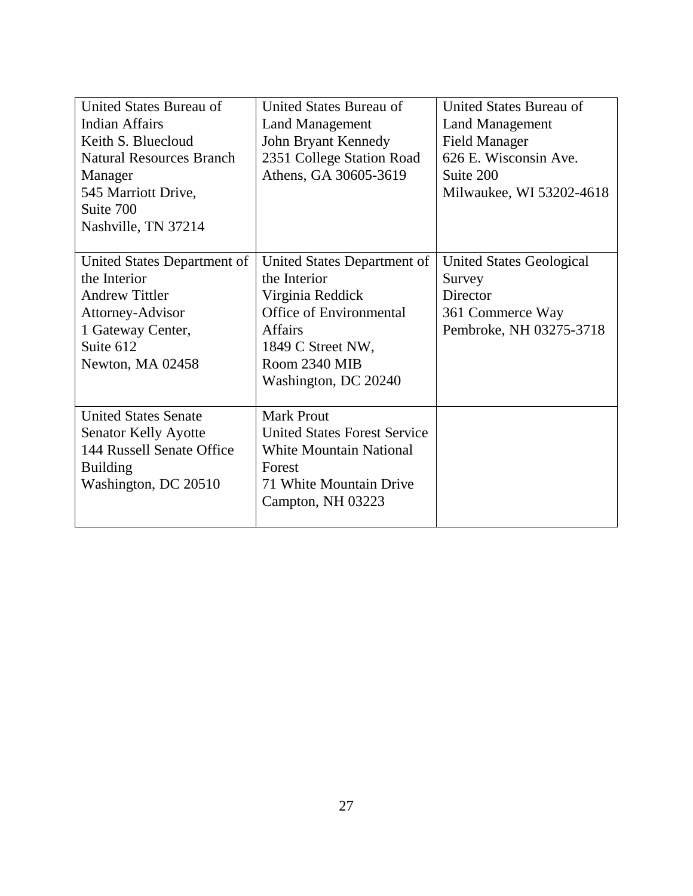| | | |
|---|---|---|
| United States Bureau of Indian Affairs<br>Keith S. Bluecloud<br>Natural Resources Branch Manager<br>545 Marriott Drive,<br>Suite 700<br>Nashville, TN 37214 | United States Bureau of Land Management<br>John Bryant Kennedy<br>2351 College Station Road<br>Athens, GA 30605-3619 | United States Bureau of Land Management<br>Field Manager<br>626 E. Wisconsin Ave.<br>Suite 200<br>Milwaukee, WI 53202-4618 |
| United States Department of the Interior<br>Andrew Tittler<br>Attorney-Advisor<br>1 Gateway Center,<br>Suite 612<br>Newton, MA 02458 | United States Department of the Interior<br>Virginia Reddick<br>Office of Environmental Affairs<br>1849 C Street NW,<br>Room 2340 MIB<br>Washington, DC 20240 | United States Geological Survey<br>Director<br>361 Commerce Way<br>Pembroke, NH 03275-3718 |
| United States Senate<br>Senator Kelly Ayotte<br>144 Russell Senate Office Building<br>Washington, DC 20510 | Mark Prout<br>United States Forest Service<br>White Mountain National Forest<br>71 White Mountain Drive<br>Campton, NH 03223 | |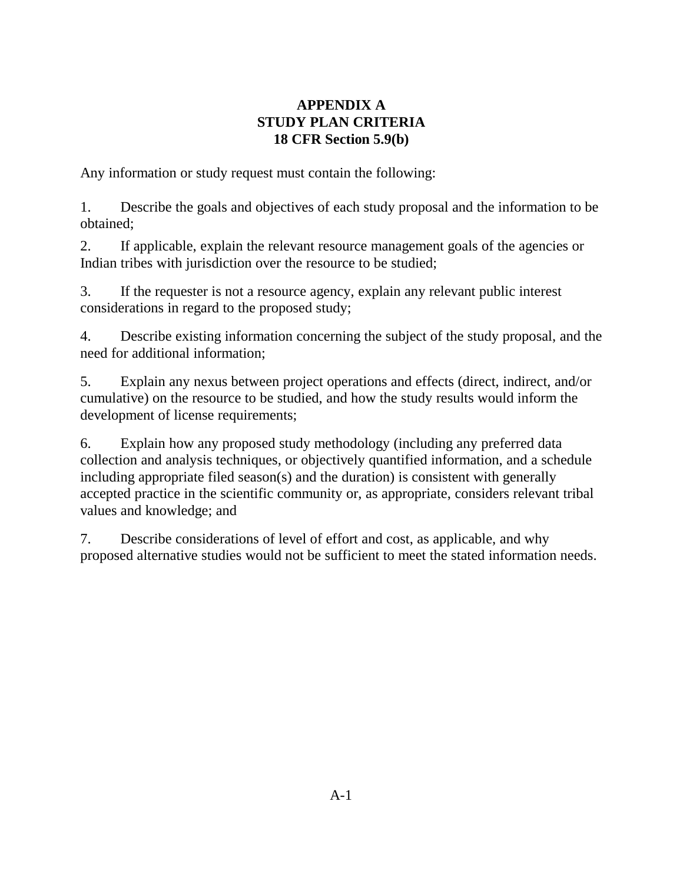# APPENDIX A
# STUDY PLAN CRITERIA
# 18 CFR Section 5.9(b)

Any information or study request must contain the following:

1. Describe the goals and objectives of each study proposal and the information to be obtained;

2. If applicable, explain the relevant resource management goals of the agencies or Indian tribes with jurisdiction over the resource to be studied;

3. If the requester is not a resource agency, explain any relevant public interest considerations in regard to the proposed study;

4. Describe existing information concerning the subject of the study proposal, and the need for additional information;

5. Explain any nexus between project operations and effects (direct, indirect, and/or cumulative) on the resource to be studied, and how the study results would inform the development of license requirements;

6. Explain how any proposed study methodology (including any preferred data collection and analysis techniques, or objectively quantified information, and a schedule including appropriate filed season(s) and the duration) is consistent with generally accepted practice in the scientific community or, as appropriate, considers relevant tribal values and knowledge; and

7. Describe considerations of level of effort and cost, as applicable, and why proposed alternative studies would not be sufficient to meet the stated information needs.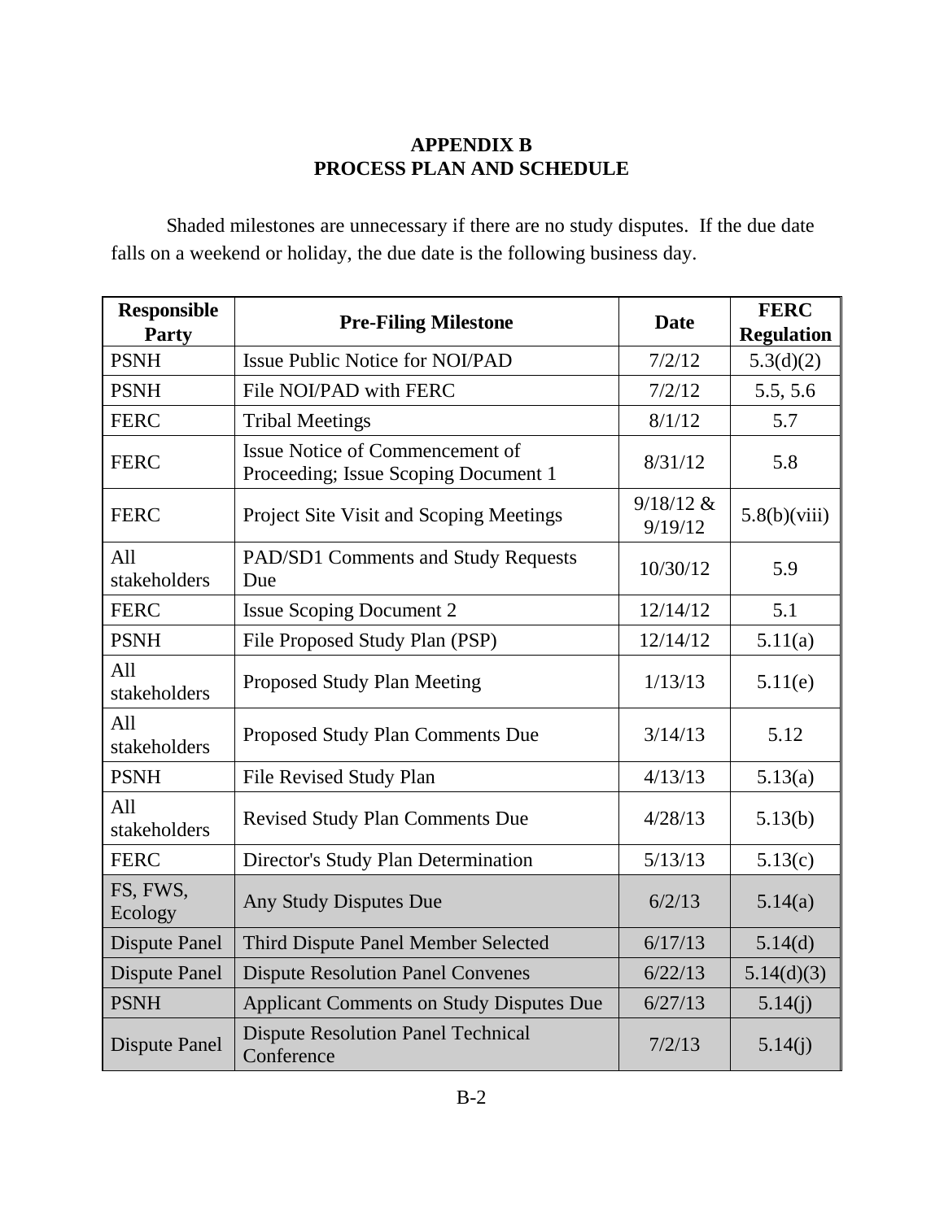# APPENDIX B
# PROCESS PLAN AND SCHEDULE

Shaded milestones are unnecessary if there are no study disputes. If the due date falls on a weekend or holiday, the due date is the following business day.

| Responsible Party | Pre-Filing Milestone | Date | FERC Regulation |
|---|---|---|---|
| PSNH | Issue Public Notice for NOI/PAD | 7/2/12 | 5.3(d)(2) |
| PSNH | File NOI/PAD with FERC | 7/2/12 | 5.5, 5.6 |
| FERC | Tribal Meetings | 8/1/12 | 5.7 |
| FERC | Issue Notice of Commencement of Proceeding; Issue Scoping Document 1 | 8/31/12 | 5.8 |
| FERC | Project Site Visit and Scoping Meetings | 9/18/12 & 9/19/12 | 5.8(b)(viii) |
| All stakeholders | PAD/SD1 Comments and Study Requests Due | 10/30/12 | 5.9 |
| FERC | Issue Scoping Document 2 | 12/14/12 | 5.1 |
| PSNH | File Proposed Study Plan (PSP) | 12/14/12 | 5.11(a) |
| All stakeholders | Proposed Study Plan Meeting | 1/13/13 | 5.11(e) |
| All stakeholders | Proposed Study Plan Comments Due | 3/14/13 | 5.12 |
| PSNH | File Revised Study Plan | 4/13/13 | 5.13(a) |
| All stakeholders | Revised Study Plan Comments Due | 4/28/13 | 5.13(b) |
| FERC | Director's Study Plan Determination | 5/13/13 | 5.13(c) |
| FS, FWS, Ecology | Any Study Disputes Due | 6/2/13 | 5.14(a) |
| Dispute Panel | Third Dispute Panel Member Selected | 6/17/13 | 5.14(d) |
| Dispute Panel | Dispute Resolution Panel Convenes | 6/22/13 | 5.14(d)(3) |
| PSNH | Applicant Comments on Study Disputes Due | 6/27/13 | 5.14(j) |
| Dispute Panel | Dispute Resolution Panel Technical Conference | 7/2/13 | 5.14(j) |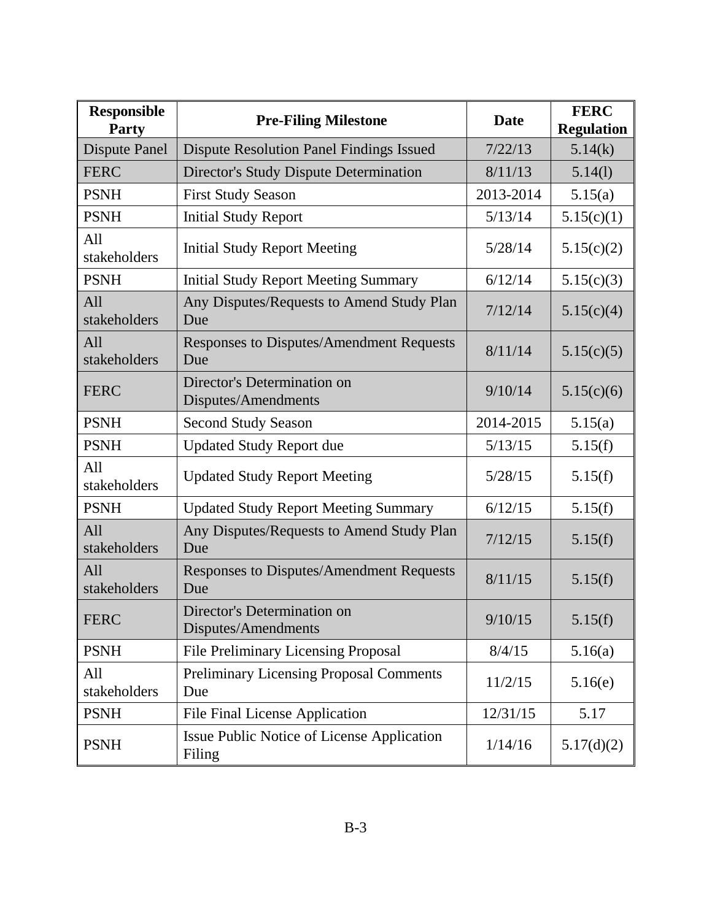| Responsible Party | Pre-Filing Milestone | Date | FERC Regulation |
|---|---|---|---|
| Dispute Panel | Dispute Resolution Panel Findings Issued | 7/22/13 | 5.14(k) |
| FERC | Director's Study Dispute Determination | 8/11/13 | 5.14(l) |
| PSNH | First Study Season | 2013-2014 | 5.15(a) |
| PSNH | Initial Study Report | 5/13/14 | 5.15(c)(1) |
| All stakeholders | Initial Study Report Meeting | 5/28/14 | 5.15(c)(2) |
| PSNH | Initial Study Report Meeting Summary | 6/12/14 | 5.15(c)(3) |
| All stakeholders | Any Disputes/Requests to Amend Study Plan Due | 7/12/14 | 5.15(c)(4) |
| All stakeholders | Responses to Disputes/Amendment Requests Due | 8/11/14 | 5.15(c)(5) |
| FERC | Director's Determination on Disputes/Amendments | 9/10/14 | 5.15(c)(6) |
| PSNH | Second Study Season | 2014-2015 | 5.15(a) |
| PSNH | Updated Study Report due | 5/13/15 | 5.15(f) |
| All stakeholders | Updated Study Report Meeting | 5/28/15 | 5.15(f) |
| PSNH | Updated Study Report Meeting Summary | 6/12/15 | 5.15(f) |
| All stakeholders | Any Disputes/Requests to Amend Study Plan Due | 7/12/15 | 5.15(f) |
| All stakeholders | Responses to Disputes/Amendment Requests Due | 8/11/15 | 5.15(f) |
| FERC | Director's Determination on Disputes/Amendments | 9/10/15 | 5.15(f) |
| PSNH | File Preliminary Licensing Proposal | 8/4/15 | 5.16(a) |
| All stakeholders | Preliminary Licensing Proposal Comments Due | 11/2/15 | 5.16(e) |
| PSNH | File Final License Application | 12/31/15 | 5.17 |
| PSNH | Issue Public Notice of License Application Filing | 1/14/16 | 5.17(d)(2) |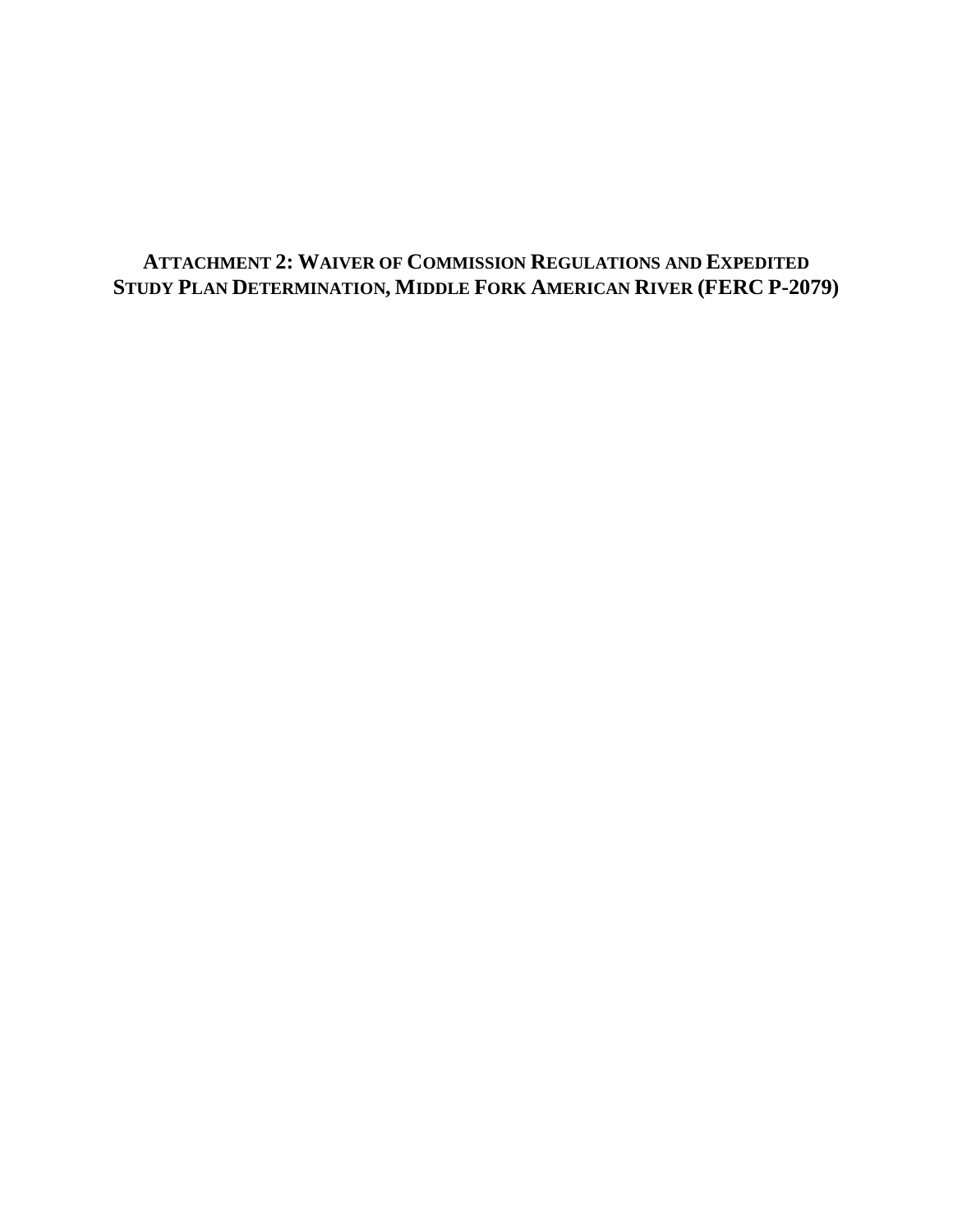# ATTACHMENT 2: WAIVER OF COMMISSION REGULATIONS AND EXPEDITED STUDY PLAN DETERMINATION, MIDDLE FORK AMERICAN RIVER (FERC P-2079)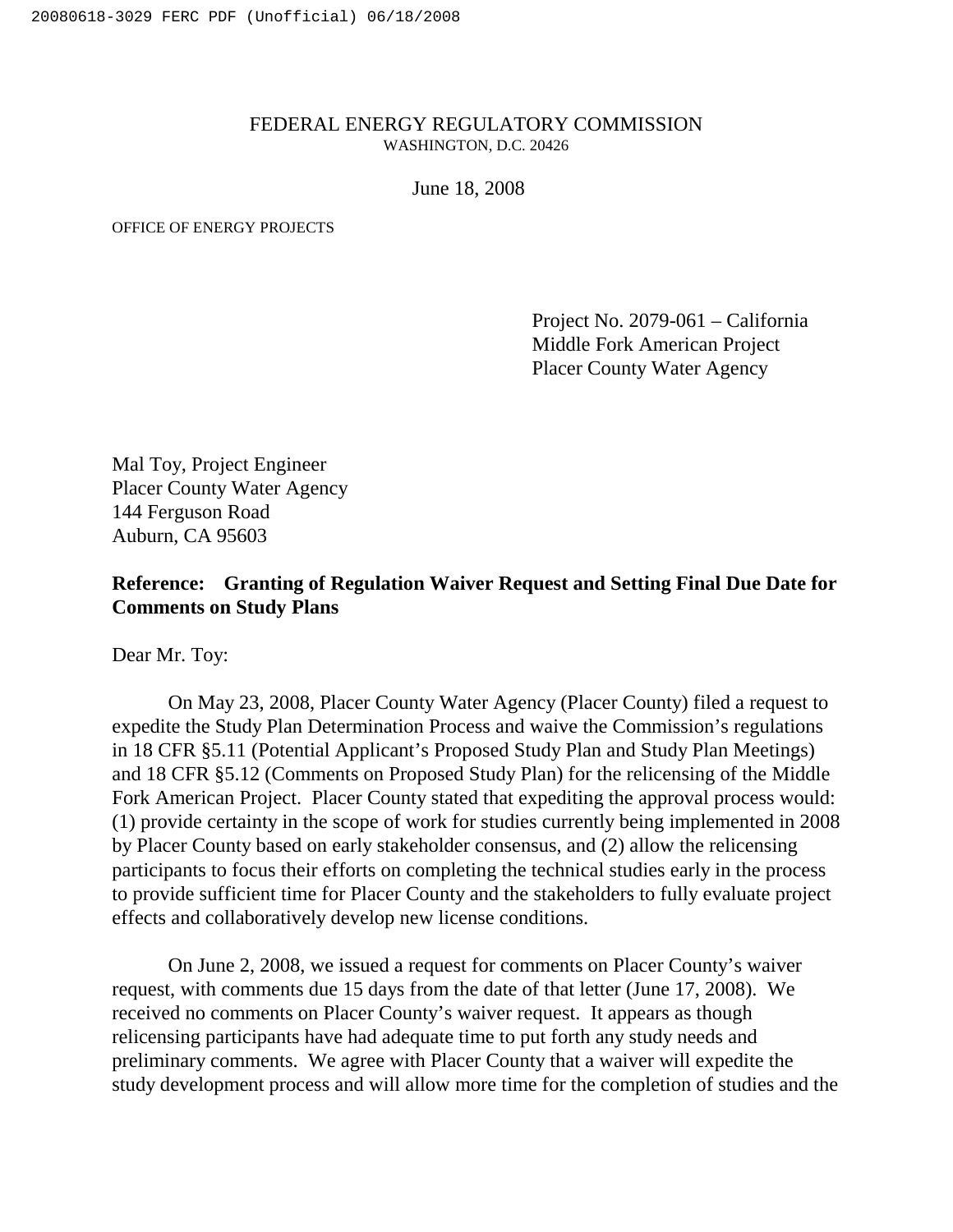FEDERAL ENERGY REGULATORY COMMISSION
WASHINGTON, D.C. 20426

June 18, 2008

OFFICE OF ENERGY PROJECTS

Project No. 2079-061 – California
Middle Fork American Project
Placer County Water Agency

Mal Toy, Project Engineer
Placer County Water Agency
144 Ferguson Road
Auburn, CA 95603

**Reference: Granting of Regulation Waiver Request and Setting Final Due Date for Comments on Study Plans**

Dear Mr. Toy:

On May 23, 2008, Placer County Water Agency (Placer County) filed a request to expedite the Study Plan Determination Process and waive the Commission's regulations in 18 CFR §5.11 (Potential Applicant's Proposed Study Plan and Study Plan Meetings) and 18 CFR §5.12 (Comments on Proposed Study Plan) for the relicensing of the Middle Fork American Project. Placer County stated that expediting the approval process would: (1) provide certainty in the scope of work for studies currently being implemented in 2008 by Placer County based on early stakeholder consensus, and (2) allow the relicensing participants to focus their efforts on completing the technical studies early in the process to provide sufficient time for Placer County and the stakeholders to fully evaluate project effects and collaboratively develop new license conditions.

On June 2, 2008, we issued a request for comments on Placer County's waiver request, with comments due 15 days from the date of that letter (June 17, 2008). We received no comments on Placer County's waiver request. It appears as though relicensing participants have had adequate time to put forth any study needs and preliminary comments. We agree with Placer County that a waiver will expedite the study development process and will allow more time for the completion of studies and the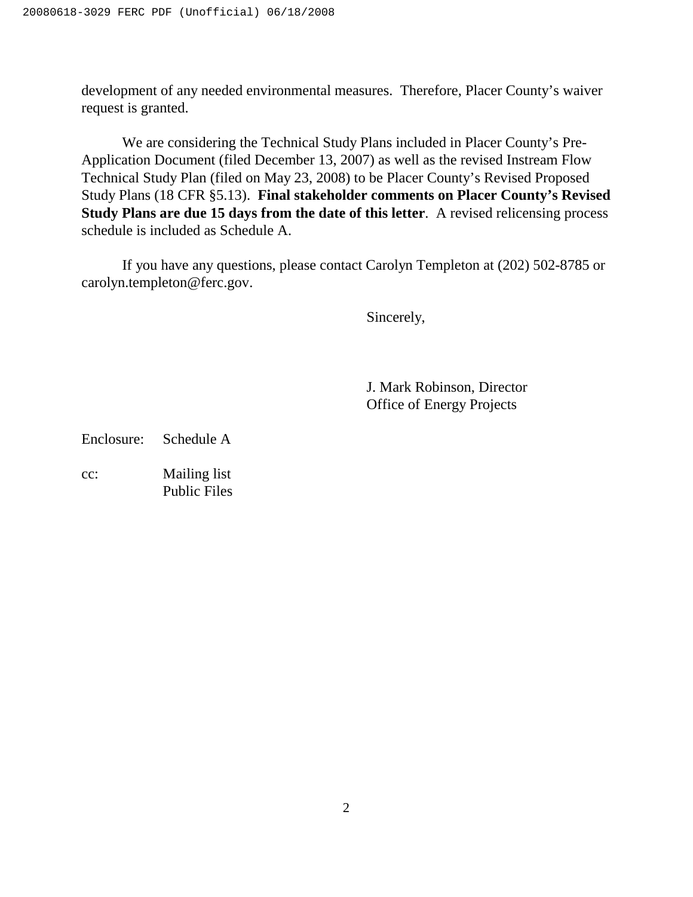development of any needed environmental measures. Therefore, Placer County's waiver request is granted.

We are considering the Technical Study Plans included in Placer County's Pre-Application Document (filed December 13, 2007) as well as the revised Instream Flow Technical Study Plan (filed on May 23, 2008) to be Placer County's Revised Proposed Study Plans (18 CFR §5.13). **Final stakeholder comments on Placer County's Revised Study Plans are due 15 days from the date of this letter**. A revised relicensing process schedule is included as Schedule A.

If you have any questions, please contact Carolyn Templeton at (202) 502-8785 or carolyn.templeton@ferc.gov.

Sincerely,

J. Mark Robinson, Director
Office of Energy Projects

Enclosure: Schedule A

cc: Mailing list
Public Files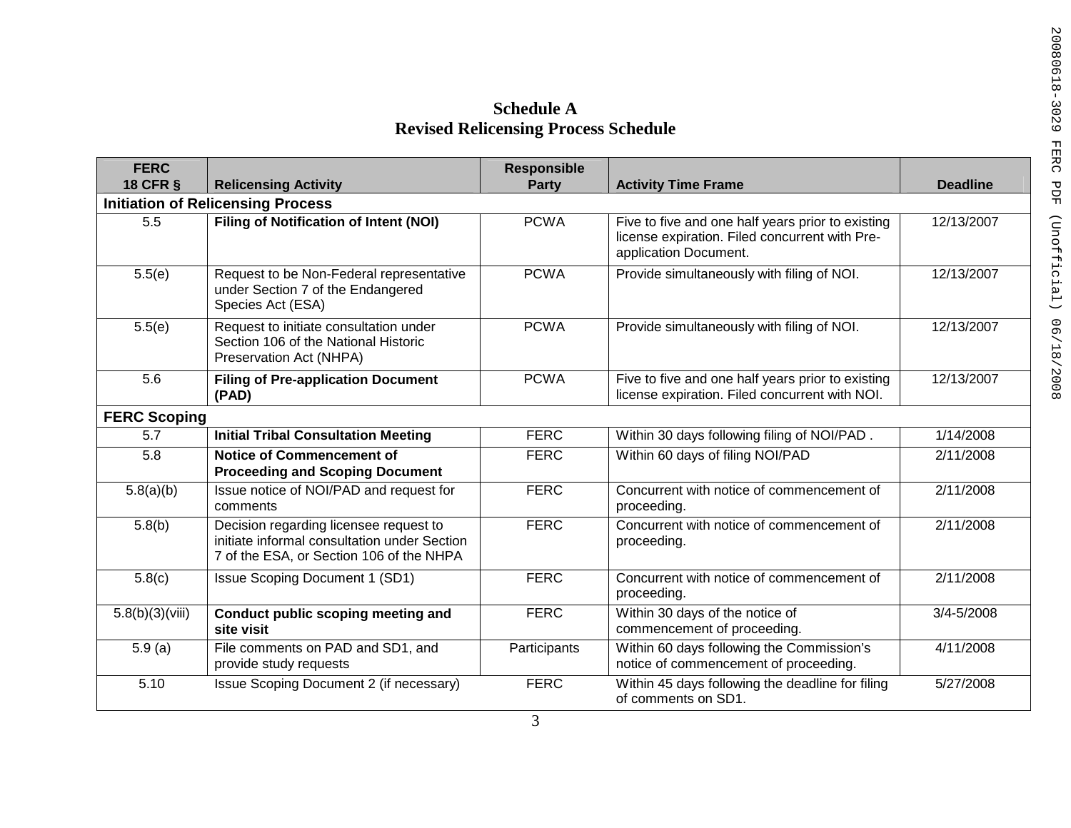# Schedule A
## Revised Relicensing Process Schedule

| FERC 18 CFR § | Relicensing Activity | Responsible Party | Activity Time Frame | Deadline |
|---|---|---|---|---|
| **Initiation of Relicensing Process** | | | | |
| 5.5 | **Filing of Notification of Intent (NOI)** | PCWA | Five to five and one half years prior to existing license expiration. Filed concurrent with Pre-application Document. | 12/13/2007 |
| 5.5(e) | Request to be Non-Federal representative under Section 7 of the Endangered Species Act (ESA) | PCWA | Provide simultaneously with filing of NOI. | 12/13/2007 |
| 5.5(e) | Request to initiate consultation under Section 106 of the National Historic Preservation Act (NHPA) | PCWA | Provide simultaneously with filing of NOI. | 12/13/2007 |
| 5.6 | **Filing of Pre-application Document (PAD)** | PCWA | Five to five and one half years prior to existing license expiration. Filed concurrent with NOI. | 12/13/2007 |
| **FERC Scoping** | | | | |
| 5.7 | **Initial Tribal Consultation Meeting** | FERC | Within 30 days following filing of NOI/PAD . | 1/14/2008 |
| 5.8 | **Notice of Commencement of Proceeding and Scoping Document** | FERC | Within 60 days of filing NOI/PAD | 2/11/2008 |
| 5.8(a)(b) | Issue notice of NOI/PAD and request for comments | FERC | Concurrent with notice of commencement of proceeding. | 2/11/2008 |
| 5.8(b) | Decision regarding licensee request to initiate informal consultation under Section 7 of the ESA, or Section 106 of the NHPA | FERC | Concurrent with notice of commencement of proceeding. | 2/11/2008 |
| 5.8(c) | Issue Scoping Document 1 (SD1) | FERC | Concurrent with notice of commencement of proceeding. | 2/11/2008 |
| 5.8(b)(3)(viii) | **Conduct public scoping meeting and site visit** | FERC | Within 30 days of the notice of commencement of proceeding. | 3/4-5/2008 |
| 5.9 (a) | File comments on PAD and SD1, and provide study requests | Participants | Within 60 days following the Commission's notice of commencement of proceeding. | 4/11/2008 |
| 5.10 | Issue Scoping Document 2 (if necessary) | FERC | Within 45 days following the deadline for filing of comments on SD1. | 5/27/2008 |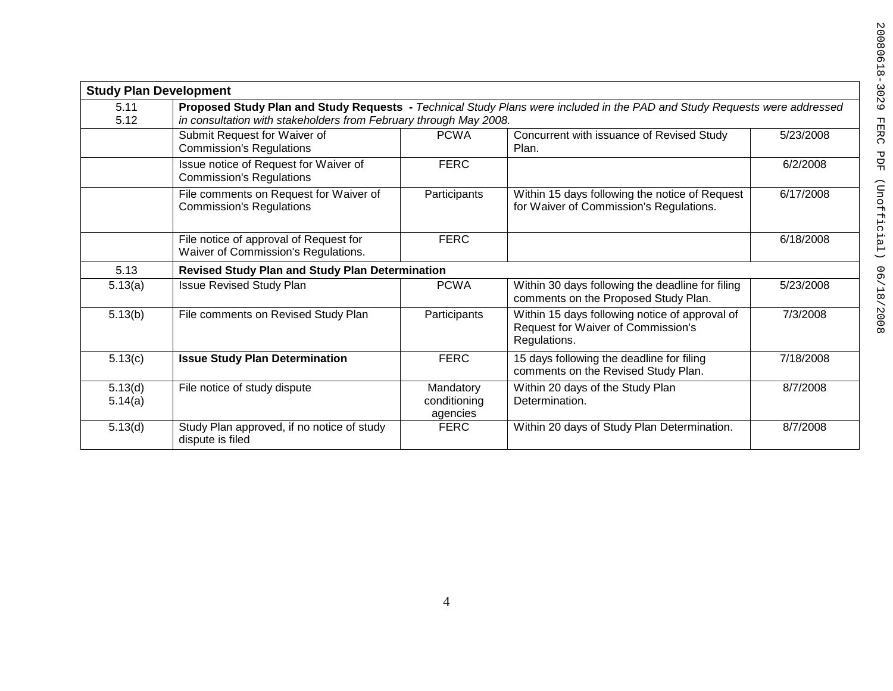| **Study Plan Development** | | | | |
|---|---|---|---|---|
| 5.11<br>5.12 | **Proposed Study Plan and Study Requests -** *Technical Study Plans were included in the PAD and Study Requests were addressed in consultation with stakeholders from February through May 2008.* | | | |
| | Submit Request for Waiver of Commission's Regulations | PCWA | Concurrent with issuance of Revised Study Plan. | 5/23/2008 |
| | Issue notice of Request for Waiver of Commission's Regulations | FERC | | 6/2/2008 |
| | File comments on Request for Waiver of Commission's Regulations | Participants | Within 15 days following the notice of Request for Waiver of Commission's Regulations. | 6/17/2008 |
| | File notice of approval of Request for Waiver of Commission's Regulations. | FERC | | 6/18/2008 |
| 5.13 | **Revised Study Plan and Study Plan Determination** | | | |
| 5.13(a) | Issue Revised Study Plan | PCWA | Within 30 days following the deadline for filing comments on the Proposed Study Plan. | 5/23/2008 |
| 5.13(b) | File comments on Revised Study Plan | Participants | Within 15 days following notice of approval of Request for Waiver of Commission's Regulations. | 7/3/2008 |
| 5.13(c) | **Issue Study Plan Determination** | FERC | 15 days following the deadline for filing comments on the Revised Study Plan. | 7/18/2008 |
| 5.13(d)<br>5.14(a) | File notice of study dispute | Mandatory conditioning agencies | Within 20 days of the Study Plan Determination. | 8/7/2008 |
| 5.13(d) | Study Plan approved, if no notice of study dispute is filed | FERC | Within 20 days of Study Plan Determination. | 8/7/2008 |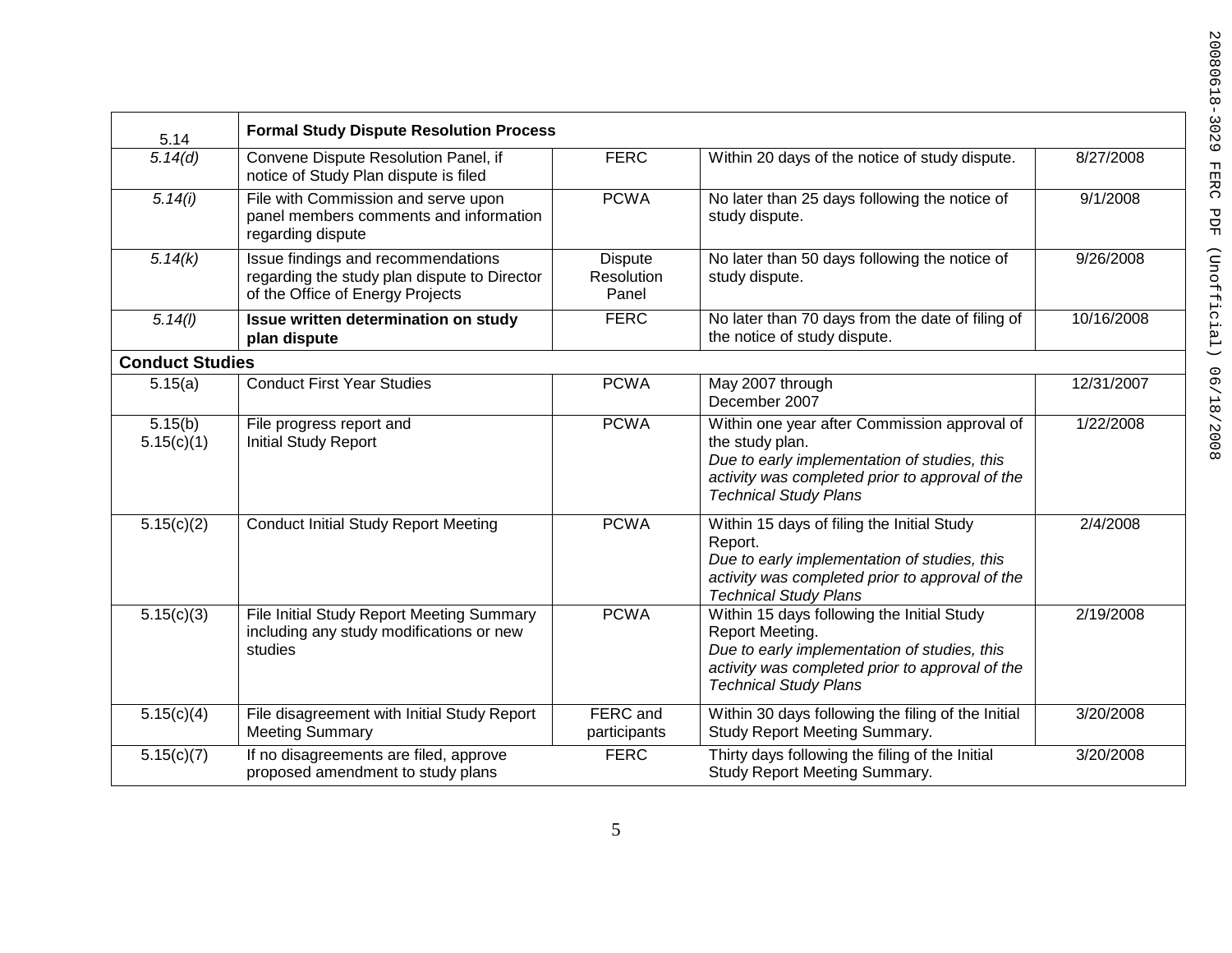| 5.14 | **Formal Study Dispute Resolution Process** | | | |
|---|---|---|---|---|
| *5.14(d)* | Convene Dispute Resolution Panel, if notice of Study Plan dispute is filed | FERC | Within 20 days of the notice of study dispute. | 8/27/2008 |
| *5.14(i)* | File with Commission and serve upon panel members comments and information regarding dispute | PCWA | No later than 25 days following the notice of study dispute. | 9/1/2008 |
| *5.14(k)* | Issue findings and recommendations regarding the study plan dispute to Director of the Office of Energy Projects | Dispute Resolution Panel | No later than 50 days following the notice of study dispute. | 9/26/2008 |
| *5.14(l)* | **Issue written determination on study plan dispute** | FERC | No later than 70 days from the date of filing of the notice of study dispute. | 10/16/2008 |
| **Conduct Studies** | | | | |
| 5.15(a) | Conduct First Year Studies | PCWA | May 2007 through December 2007 | 12/31/2007 |
| 5.15(b) 5.15(c)(1) | File progress report and Initial Study Report | PCWA | Within one year after Commission approval of the study plan. *Due to early implementation of studies, this activity was completed prior to approval of the Technical Study Plans* | 1/22/2008 |
| 5.15(c)(2) | Conduct Initial Study Report Meeting | PCWA | Within 15 days of filing the Initial Study Report. *Due to early implementation of studies, this activity was completed prior to approval of the Technical Study Plans* | 2/4/2008 |
| 5.15(c)(3) | File Initial Study Report Meeting Summary including any study modifications or new studies | PCWA | Within 15 days following the Initial Study Report Meeting. *Due to early implementation of studies, this activity was completed prior to approval of the Technical Study Plans* | 2/19/2008 |
| 5.15(c)(4) | File disagreement with Initial Study Report Meeting Summary | FERC and participants | Within 30 days following the filing of the Initial Study Report Meeting Summary. | 3/20/2008 |
| 5.15(c)(7) | If no disagreements are filed, approve proposed amendment to study plans | FERC | Thirty days following the filing of the Initial Study Report Meeting Summary. | 3/20/2008 |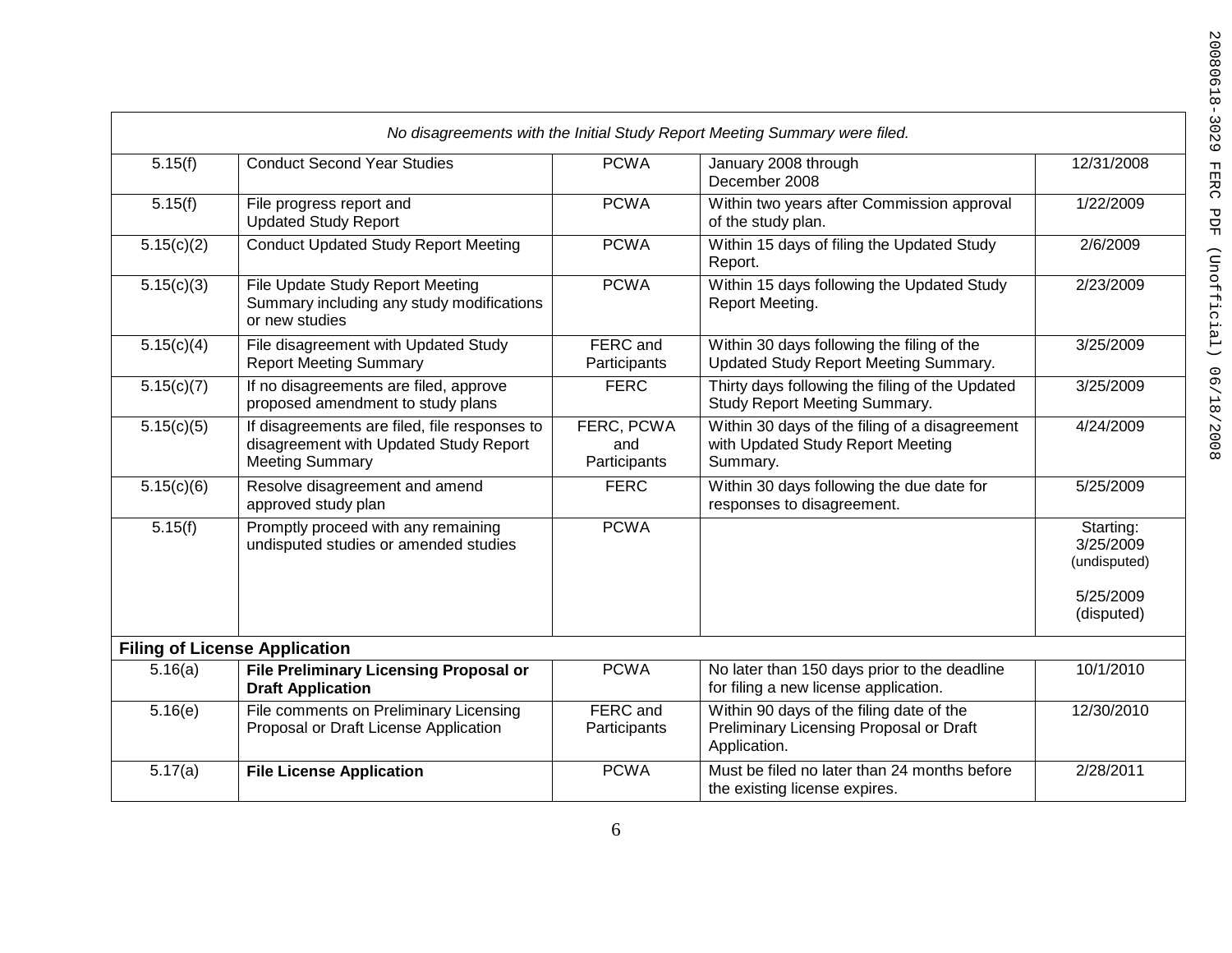| | | | | |
|---|---|---|---|---|
| *No disagreements with the Initial Study Report Meeting Summary were filed.* | | | | |
| 5.15(f) | Conduct Second Year Studies | PCWA | January 2008 through December 2008 | 12/31/2008 |
| 5.15(f) | File progress report and Updated Study Report | PCWA | Within two years after Commission approval of the study plan. | 1/22/2009 |
| 5.15(c)(2) | Conduct Updated Study Report Meeting | PCWA | Within 15 days of filing the Updated Study Report. | 2/6/2009 |
| 5.15(c)(3) | File Update Study Report Meeting Summary including any study modifications or new studies | PCWA | Within 15 days following the Updated Study Report Meeting. | 2/23/2009 |
| 5.15(c)(4) | File disagreement with Updated Study Report Meeting Summary | FERC and Participants | Within 30 days following the filing of the Updated Study Report Meeting Summary. | 3/25/2009 |
| 5.15(c)(7) | If no disagreements are filed, approve proposed amendment to study plans | FERC | Thirty days following the filing of the Updated Study Report Meeting Summary. | 3/25/2009 |
| 5.15(c)(5) | If disagreements are filed, file responses to disagreement with Updated Study Report Meeting Summary | FERC, PCWA and Participants | Within 30 days of the filing of a disagreement with Updated Study Report Meeting Summary. | 4/24/2009 |
| 5.15(c)(6) | Resolve disagreement and amend approved study plan | FERC | Within 30 days following the due date for responses to disagreement. | 5/25/2009 |
| 5.15(f) | Promptly proceed with any remaining undisputed studies or amended studies | PCWA | | Starting: 3/25/2009 (undisputed) 5/25/2009 (disputed) |
| **Filing of License Application** | | | | |
| 5.16(a) | **File Preliminary Licensing Proposal or Draft Application** | PCWA | No later than 150 days prior to the deadline for filing a new license application. | 10/1/2010 |
| 5.16(e) | File comments on Preliminary Licensing Proposal or Draft License Application | FERC and Participants | Within 90 days of the filing date of the Preliminary Licensing Proposal or Draft Application. | 12/30/2010 |
| 5.17(a) | **File License Application** | PCWA | Must be filed no later than 24 months before the existing license expires. | 2/28/2011 |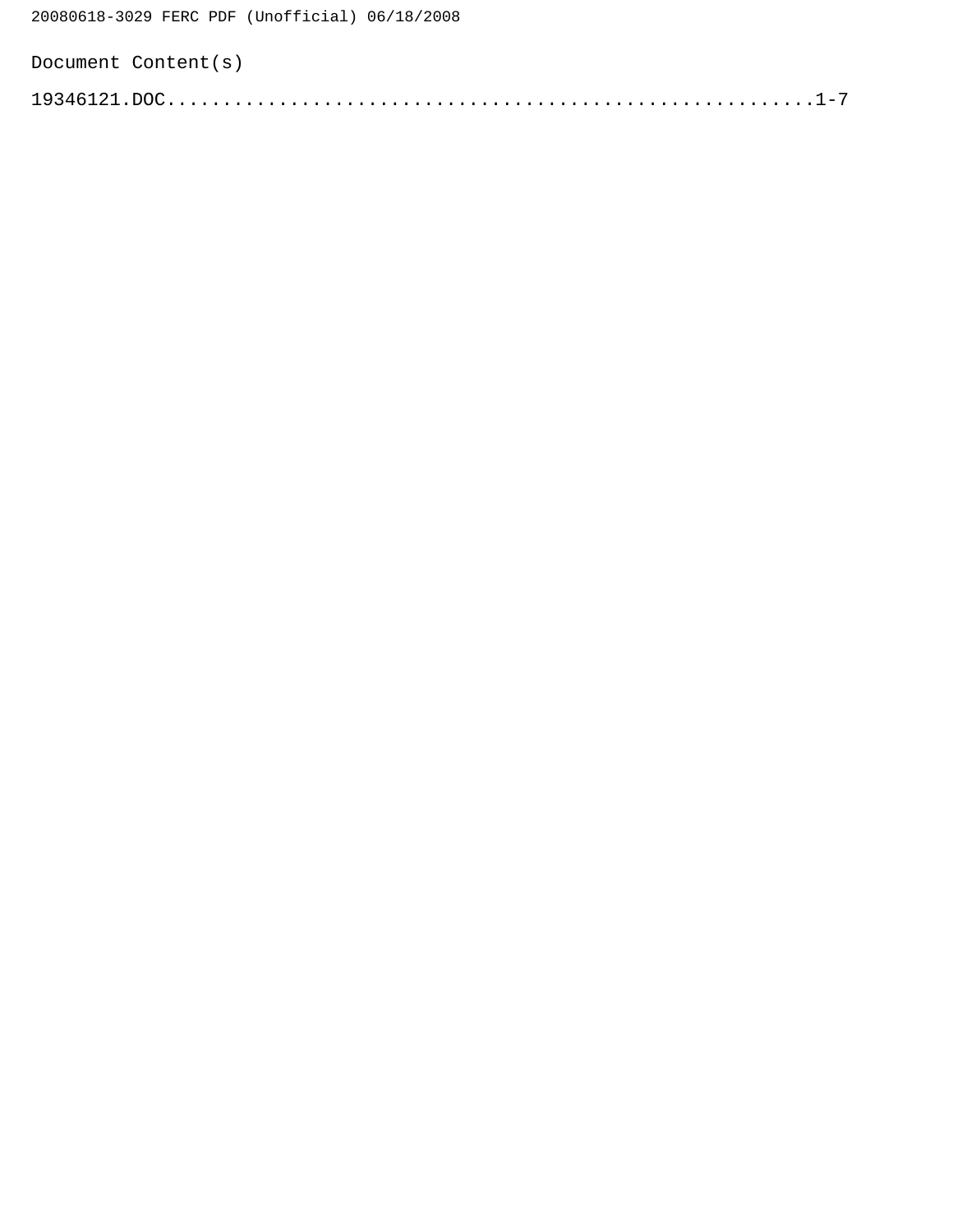Document Content(s)

19346121.DOC.....................................................1-7